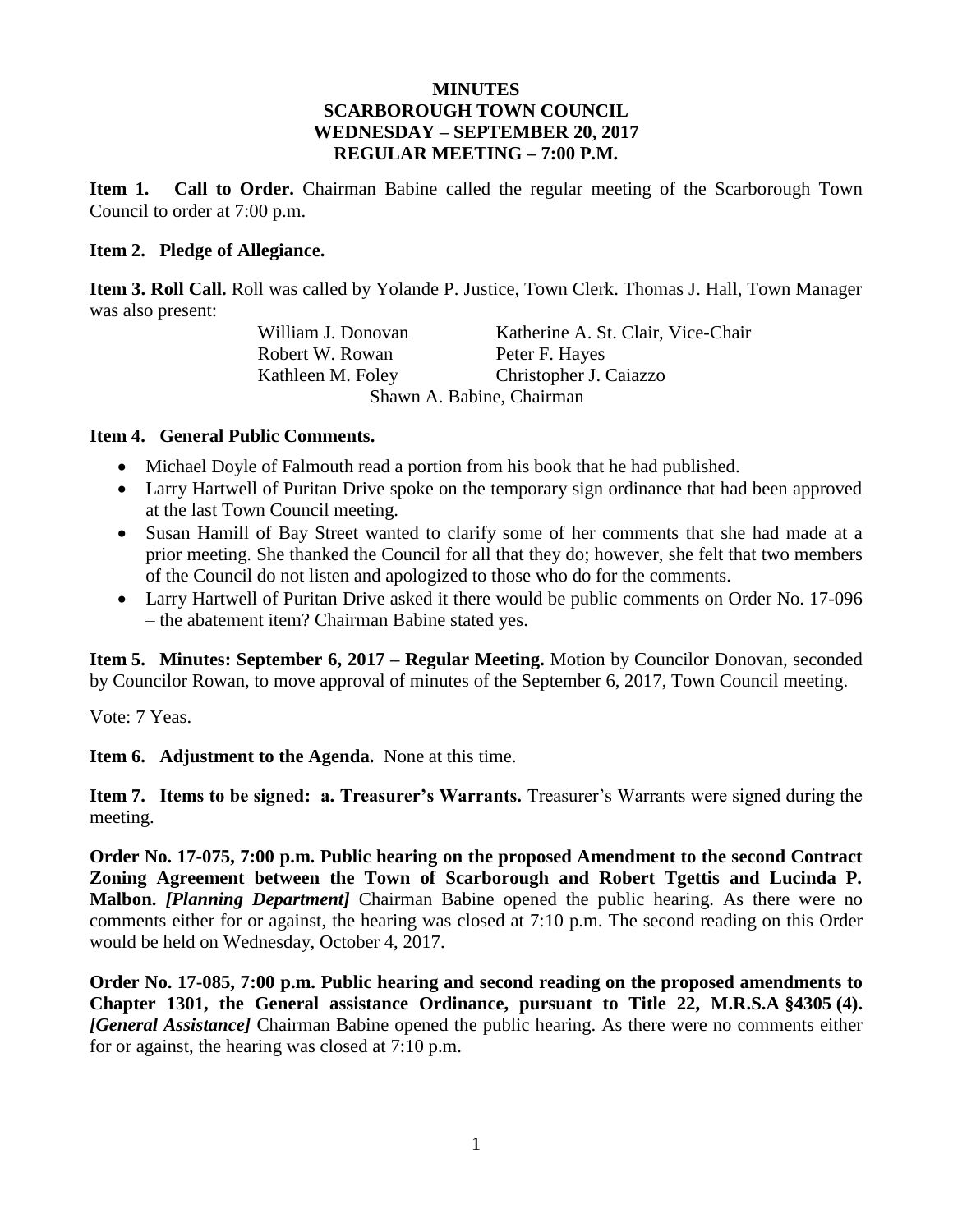# MINUTES
## SCARBOROUGH TOWN COUNCIL
## WEDNESDAY – SEPTEMBER 20, 2017
## REGULAR MEETING – 7:00 P.M.

**Item 1. Call to Order.** Chairman Babine called the regular meeting of the Scarborough Town Council to order at 7:00 p.m.

**Item 2. Pledge of Allegiance.**

**Item 3. Roll Call.** Roll was called by Yolande P. Justice, Town Clerk. Thomas J. Hall, Town Manager was also present:

William J. Donovan — Katherine A. St. Clair, Vice-Chair
Robert W. Rowan — Peter F. Hayes
Kathleen M. Foley — Christopher J. Caiazzo
Shawn A. Babine, Chairman

**Item 4. General Public Comments.**

- Michael Doyle of Falmouth read a portion from his book that he had published.
- Larry Hartwell of Puritan Drive spoke on the temporary sign ordinance that had been approved at the last Town Council meeting.
- Susan Hamill of Bay Street wanted to clarify some of her comments that she had made at a prior meeting. She thanked the Council for all that they do; however, she felt that two members of the Council do not listen and apologized to those who do for the comments.
- Larry Hartwell of Puritan Drive asked it there would be public comments on Order No. 17-096 – the abatement item? Chairman Babine stated yes.

**Item 5. Minutes: September 6, 2017 – Regular Meeting.** Motion by Councilor Donovan, seconded by Councilor Rowan, to move approval of minutes of the September 6, 2017, Town Council meeting.

Vote: 7 Yeas.

**Item 6. Adjustment to the Agenda.** None at this time.

**Item 7. Items to be signed: a. Treasurer's Warrants.** Treasurer's Warrants were signed during the meeting.

**Order No. 17-075, 7:00 p.m. Public hearing on the proposed Amendment to the second Contract Zoning Agreement between the Town of Scarborough and Robert Tgettis and Lucinda P. Malbon.** ***[Planning Department]*** Chairman Babine opened the public hearing. As there were no comments either for or against, the hearing was closed at 7:10 p.m. The second reading on this Order would be held on Wednesday, October 4, 2017.

**Order No. 17-085, 7:00 p.m. Public hearing and second reading on the proposed amendments to Chapter 1301, the General assistance Ordinance, pursuant to Title 22, M.R.S.A §4305 (4).** ***[General Assistance]*** Chairman Babine opened the public hearing. As there were no comments either for or against, the hearing was closed at 7:10 p.m.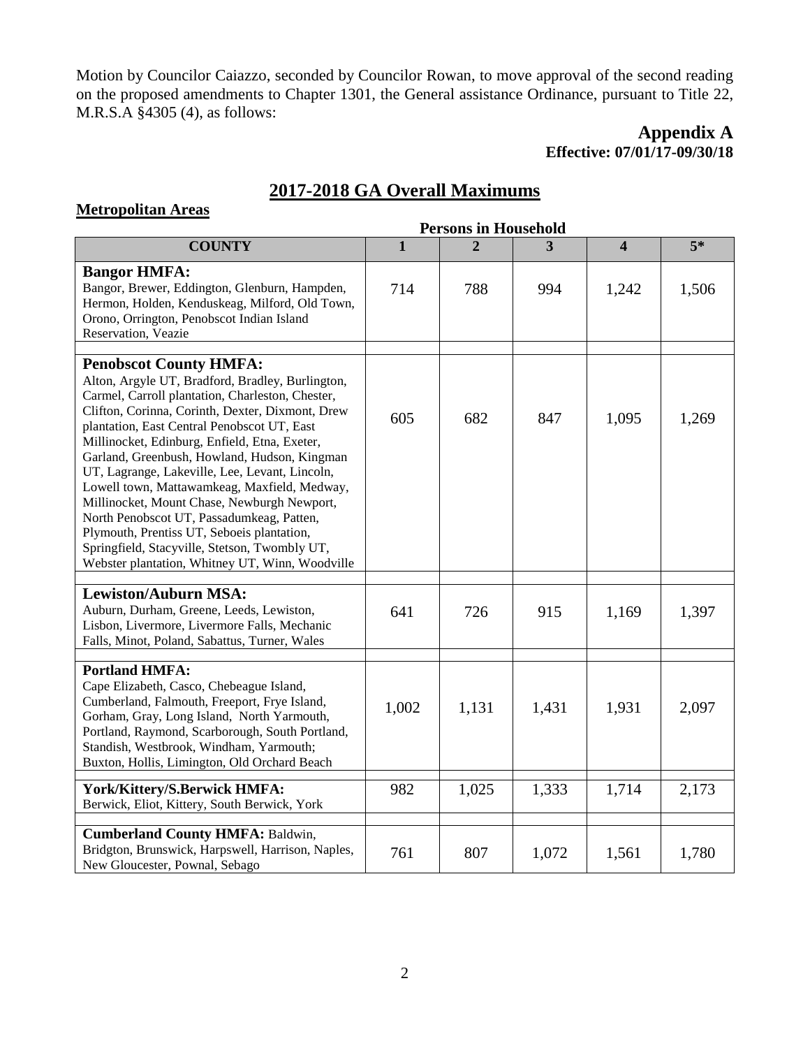Motion by Councilor Caiazzo, seconded by Councilor Rowan, to move approval of the second reading on the proposed amendments to Chapter 1301, the General assistance Ordinance, pursuant to Title 22, M.R.S.A §4305 (4), as follows:

**Appendix A**
**Effective: 07/01/17-09/30/18**

## 2017-2018 GA Overall Maximums

**Metropolitan Areas**

| | Persons in Household | | | | |
|---|---|---|---|---|---|
| **COUNTY** | **1** | **2** | **3** | **4** | **5*** |
| **Bangor HMFA:** Bangor, Brewer, Eddington, Glenburn, Hampden, Hermon, Holden, Kenduskeag, Milford, Old Town, Orono, Orrington, Penobscot Indian Island Reservation, Veazie | 714 | 788 | 994 | 1,242 | 1,506 |
| **Penobscot County HMFA:** Alton, Argyle UT, Bradford, Bradley, Burlington, Carmel, Carroll plantation, Charleston, Chester, Clifton, Corinna, Corinth, Dexter, Dixmont, Drew plantation, East Central Penobscot UT, East Millinocket, Edinburg, Enfield, Etna, Exeter, Garland, Greenbush, Howland, Hudson, Kingman UT, Lagrange, Lakeville, Lee, Levant, Lincoln, Lowell town, Mattawamkeag, Maxfield, Medway, Millinocket, Mount Chase, Newburgh Newport, North Penobscot UT, Passadumkeag, Patten, Plymouth, Prentiss UT, Seboeis plantation, Springfield, Stacyville, Stetson, Twombly UT, Webster plantation, Whitney UT, Winn, Woodville | 605 | 682 | 847 | 1,095 | 1,269 |
| **Lewiston/Auburn MSA:** Auburn, Durham, Greene, Leeds, Lewiston, Lisbon, Livermore, Livermore Falls, Mechanic Falls, Minot, Poland, Sabattus, Turner, Wales | 641 | 726 | 915 | 1,169 | 1,397 |
| **Portland HMFA:** Cape Elizabeth, Casco, Chebeague Island, Cumberland, Falmouth, Freeport, Frye Island, Gorham, Gray, Long Island, North Yarmouth, Portland, Raymond, Scarborough, South Portland, Standish, Westbrook, Windham, Yarmouth; Buxton, Hollis, Limington, Old Orchard Beach | 1,002 | 1,131 | 1,431 | 1,931 | 2,097 |
| **York/Kittery/S.Berwick HMFA:** Berwick, Eliot, Kittery, South Berwick, York | 982 | 1,025 | 1,333 | 1,714 | 2,173 |
| **Cumberland County HMFA:** Baldwin, Bridgton, Brunswick, Harpswell, Harrison, Naples, New Gloucester, Pownal, Sebago | 761 | 807 | 1,072 | 1,561 | 1,780 |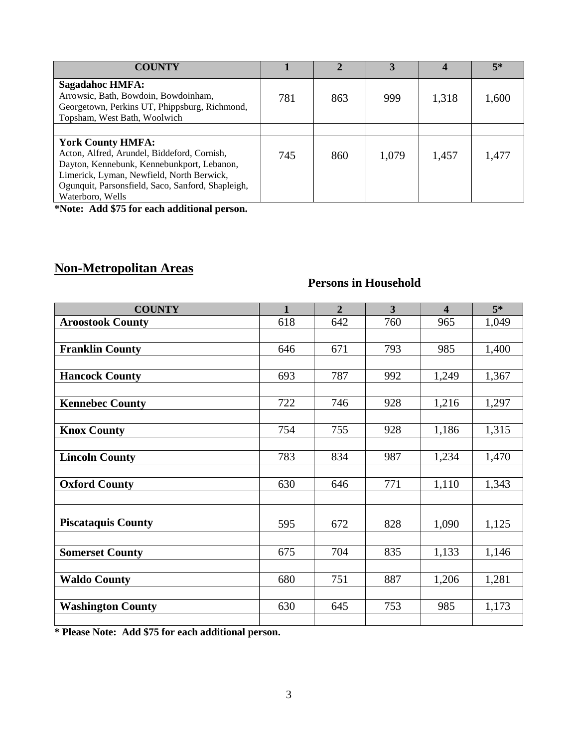| COUNTY | 1 | 2 | 3 | 4 | 5* |
|---|---|---|---|---|---|
| **Sagadahoc HMFA:** Arrowsic, Bath, Bowdoin, Bowdoinham, Georgetown, Perkins UT, Phippsburg, Richmond, Topsham, West Bath, Woolwich | 781 | 863 | 999 | 1,318 | 1,600 |
| | | | | | |
| **York County HMFA:** Acton, Alfred, Arundel, Biddeford, Cornish, Dayton, Kennebunk, Kennebunkport, Lebanon, Limerick, Lyman, Newfield, North Berwick, Ogunquit, Parsonsfield, Saco, Sanford, Shapleigh, Waterboro, Wells | 745 | 860 | 1,079 | 1,457 | 1,477 |

**\*Note: Add $75 for each additional person.**

## Non-Metropolitan Areas

**Persons in Household**

| COUNTY | 1 | 2 | 3 | 4 | 5* |
|---|---|---|---|---|---|
| **Aroostook County** | 618 | 642 | 760 | 965 | 1,049 |
| | | | | | |
| **Franklin County** | 646 | 671 | 793 | 985 | 1,400 |
| | | | | | |
| **Hancock County** | 693 | 787 | 992 | 1,249 | 1,367 |
| | | | | | |
| **Kennebec County** | 722 | 746 | 928 | 1,216 | 1,297 |
| | | | | | |
| **Knox County** | 754 | 755 | 928 | 1,186 | 1,315 |
| | | | | | |
| **Lincoln County** | 783 | 834 | 987 | 1,234 | 1,470 |
| | | | | | |
| **Oxford County** | 630 | 646 | 771 | 1,110 | 1,343 |
| | | | | | |
| **Piscataquis County** | 595 | 672 | 828 | 1,090 | 1,125 |
| | | | | | |
| **Somerset County** | 675 | 704 | 835 | 1,133 | 1,146 |
| | | | | | |
| **Waldo County** | 680 | 751 | 887 | 1,206 | 1,281 |
| | | | | | |
| **Washington County** | 630 | 645 | 753 | 985 | 1,173 |
| | | | | | |

**\* Please Note: Add $75 for each additional person.**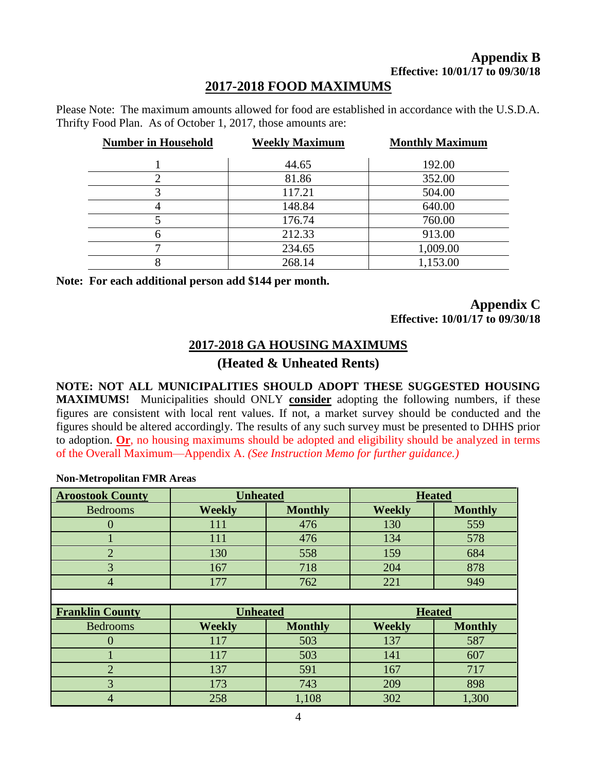## Appendix B

**Effective: 10/01/17 to 09/30/18**

## 2017-2018 FOOD MAXIMUMS

Please Note: The maximum amounts allowed for food are established in accordance with the U.S.D.A. Thrifty Food Plan. As of October 1, 2017, those amounts are:

| Number in Household | Weekly Maximum | Monthly Maximum |
|---|---|---|
| 1 | 44.65 | 192.00 |
| 2 | 81.86 | 352.00 |
| 3 | 117.21 | 504.00 |
| 4 | 148.84 | 640.00 |
| 5 | 176.74 | 760.00 |
| 6 | 212.33 | 913.00 |
| 7 | 234.65 | 1,009.00 |
| 8 | 268.14 | 1,153.00 |

**Note: For each additional person add $144 per month.**

## Appendix C

**Effective: 10/01/17 to 09/30/18**

## 2017-2018 GA HOUSING MAXIMUMS

### (Heated & Unheated Rents)

**NOTE: NOT ALL MUNICIPALITIES SHOULD ADOPT THESE SUGGESTED HOUSING MAXIMUMS!** Municipalities should ONLY **consider** adopting the following numbers, if these figures are consistent with local rent values. If not, a market survey should be conducted and the figures should be altered accordingly. The results of any such survey must be presented to DHHS prior to adoption. **Or**, no housing maximums should be adopted and eligibility should be analyzed in terms of the Overall Maximum—Appendix A. *(See Instruction Memo for further guidance.)*

**Non-Metropolitan FMR Areas**

| Aroostook County | Unheated | | Heated | |
|---|---|---|---|---|
| Bedrooms | Weekly | Monthly | Weekly | Monthly |
| 0 | 111 | 476 | 130 | 559 |
| 1 | 111 | 476 | 134 | 578 |
| 2 | 130 | 558 | 159 | 684 |
| 3 | 167 | 718 | 204 | 878 |
| 4 | 177 | 762 | 221 | 949 |

| Franklin County | Unheated | | Heated | |
|---|---|---|---|---|
| Bedrooms | Weekly | Monthly | Weekly | Monthly |
| 0 | 117 | 503 | 137 | 587 |
| 1 | 117 | 503 | 141 | 607 |
| 2 | 137 | 591 | 167 | 717 |
| 3 | 173 | 743 | 209 | 898 |
| 4 | 258 | 1,108 | 302 | 1,300 |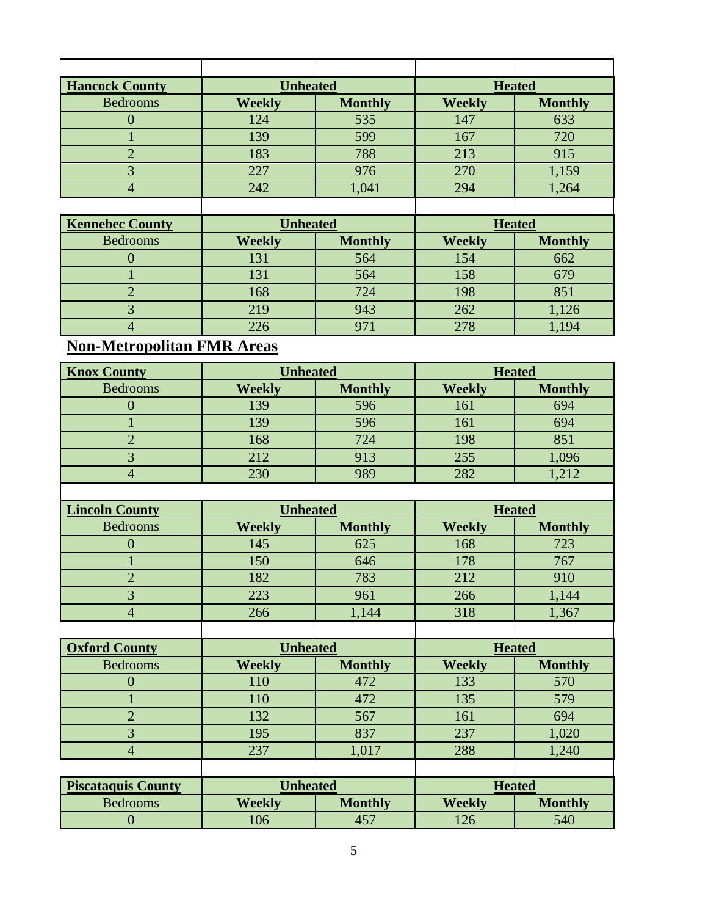| Hancock County | Unheated | | Heated | |
|---|---|---|---|---|
| Bedrooms | Weekly | Monthly | Weekly | Monthly |
| 0 | 124 | 535 | 147 | 633 |
| 1 | 139 | 599 | 167 | 720 |
| 2 | 183 | 788 | 213 | 915 |
| 3 | 227 | 976 | 270 | 1,159 |
| 4 | 242 | 1,041 | 294 | 1,264 |

| Kennebec County | Unheated | | Heated | |
|---|---|---|---|---|
| Bedrooms | Weekly | Monthly | Weekly | Monthly |
| 0 | 131 | 564 | 154 | 662 |
| 1 | 131 | 564 | 158 | 679 |
| 2 | 168 | 724 | 198 | 851 |
| 3 | 219 | 943 | 262 | 1,126 |
| 4 | 226 | 971 | 278 | 1,194 |

## Non-Metropolitan FMR Areas

| Knox County | Unheated | | Heated | |
|---|---|---|---|---|
| Bedrooms | Weekly | Monthly | Weekly | Monthly |
| 0 | 139 | 596 | 161 | 694 |
| 1 | 139 | 596 | 161 | 694 |
| 2 | 168 | 724 | 198 | 851 |
| 3 | 212 | 913 | 255 | 1,096 |
| 4 | 230 | 989 | 282 | 1,212 |

| Lincoln County | Unheated | | Heated | |
|---|---|---|---|---|
| Bedrooms | Weekly | Monthly | Weekly | Monthly |
| 0 | 145 | 625 | 168 | 723 |
| 1 | 150 | 646 | 178 | 767 |
| 2 | 182 | 783 | 212 | 910 |
| 3 | 223 | 961 | 266 | 1,144 |
| 4 | 266 | 1,144 | 318 | 1,367 |

| Oxford County | Unheated | | Heated | |
|---|---|---|---|---|
| Bedrooms | Weekly | Monthly | Weekly | Monthly |
| 0 | 110 | 472 | 133 | 570 |
| 1 | 110 | 472 | 135 | 579 |
| 2 | 132 | 567 | 161 | 694 |
| 3 | 195 | 837 | 237 | 1,020 |
| 4 | 237 | 1,017 | 288 | 1,240 |

| Piscataquis County | Unheated | | Heated | |
|---|---|---|---|---|
| Bedrooms | Weekly | Monthly | Weekly | Monthly |
| 0 | 106 | 457 | 126 | 540 |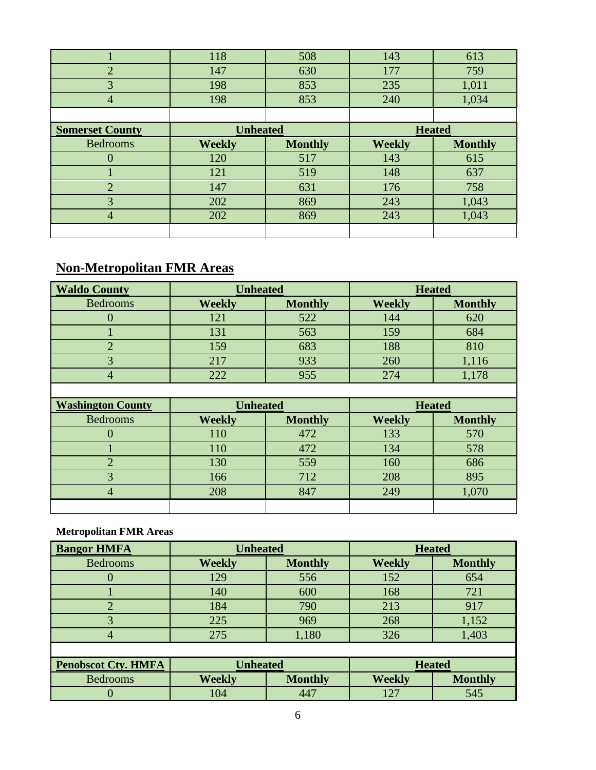| 1 | 118 | 508 | 143 | 613 |
|---|---|---|---|---|
| 2 | 147 | 630 | 177 | 759 |
| 3 | 198 | 853 | 235 | 1,011 |
| 4 | 198 | 853 | 240 | 1,034 |

| **Somerset County** | **Unheated** | | **Heated** | |
|---|---|---|---|---|
| Bedrooms | **Weekly** | **Monthly** | **Weekly** | **Monthly** |
| 0 | 120 | 517 | 143 | 615 |
| 1 | 121 | 519 | 148 | 637 |
| 2 | 147 | 631 | 176 | 758 |
| 3 | 202 | 869 | 243 | 1,043 |
| 4 | 202 | 869 | 243 | 1,043 |

## Non-Metropolitan FMR Areas

| **Waldo County** | **Unheated** | | **Heated** | |
|---|---|---|---|---|
| Bedrooms | **Weekly** | **Monthly** | **Weekly** | **Monthly** |
| 0 | 121 | 522 | 144 | 620 |
| 1 | 131 | 563 | 159 | 684 |
| 2 | 159 | 683 | 188 | 810 |
| 3 | 217 | 933 | 260 | 1,116 |
| 4 | 222 | 955 | 274 | 1,178 |

| **Washington County** | **Unheated** | | **Heated** | |
|---|---|---|---|---|
| Bedrooms | **Weekly** | **Monthly** | **Weekly** | **Monthly** |
| 0 | 110 | 472 | 133 | 570 |
| 1 | 110 | 472 | 134 | 578 |
| 2 | 130 | 559 | 160 | 686 |
| 3 | 166 | 712 | 208 | 895 |
| 4 | 208 | 847 | 249 | 1,070 |

**Metropolitan FMR Areas**

| **Bangor HMFA** | **Unheated** | | **Heated** | |
|---|---|---|---|---|
| Bedrooms | **Weekly** | **Monthly** | **Weekly** | **Monthly** |
| 0 | 129 | 556 | 152 | 654 |
| 1 | 140 | 600 | 168 | 721 |
| 2 | 184 | 790 | 213 | 917 |
| 3 | 225 | 969 | 268 | 1,152 |
| 4 | 275 | 1,180 | 326 | 1,403 |

| **Penobscot Cty. HMFA** | **Unheated** | | **Heated** | |
|---|---|---|---|---|
| Bedrooms | **Weekly** | **Monthly** | **Weekly** | **Monthly** |
| 0 | 104 | 447 | 127 | 545 |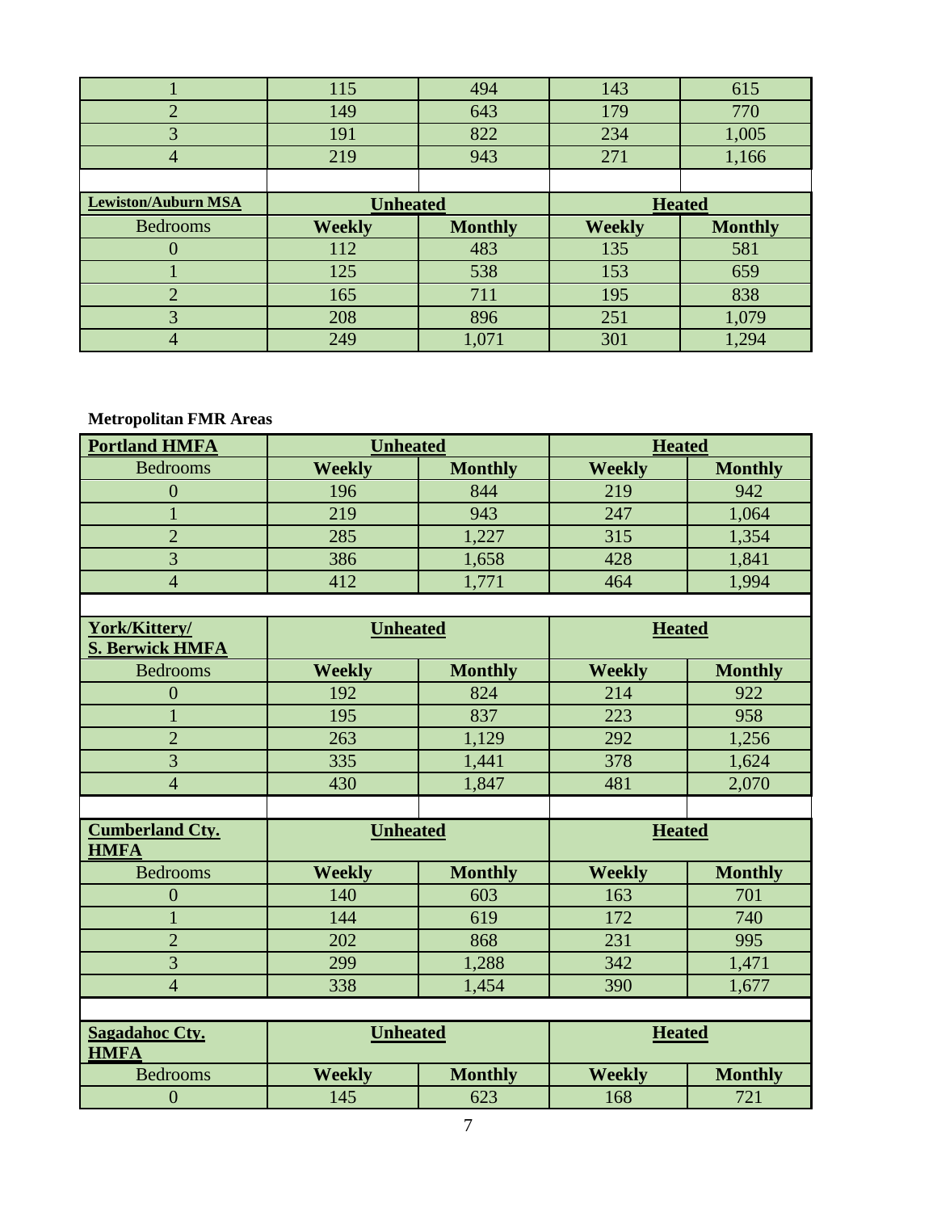| | | | | |
|---|---|---|---|---|
| 1 | 115 | 494 | 143 | 615 |
| 2 | 149 | 643 | 179 | 770 |
| 3 | 191 | 822 | 234 | 1,005 |
| 4 | 219 | 943 | 271 | 1,166 |

| **Lewiston/Auburn MSA** | **Unheated** | | **Heated** | |
|---|---|---|---|---|
| Bedrooms | **Weekly** | **Monthly** | **Weekly** | **Monthly** |
| 0 | 112 | 483 | 135 | 581 |
| 1 | 125 | 538 | 153 | 659 |
| 2 | 165 | 711 | 195 | 838 |
| 3 | 208 | 896 | 251 | 1,079 |
| 4 | 249 | 1,071 | 301 | 1,294 |

**Metropolitan FMR Areas**

| **Portland HMFA** | **Unheated** | | **Heated** | |
|---|---|---|---|---|
| Bedrooms | **Weekly** | **Monthly** | **Weekly** | **Monthly** |
| 0 | 196 | 844 | 219 | 942 |
| 1 | 219 | 943 | 247 | 1,064 |
| 2 | 285 | 1,227 | 315 | 1,354 |
| 3 | 386 | 1,658 | 428 | 1,841 |
| 4 | 412 | 1,771 | 464 | 1,994 |

| **York/Kittery/ S. Berwick HMFA** | **Unheated** | | **Heated** | |
|---|---|---|---|---|
| Bedrooms | **Weekly** | **Monthly** | **Weekly** | **Monthly** |
| 0 | 192 | 824 | 214 | 922 |
| 1 | 195 | 837 | 223 | 958 |
| 2 | 263 | 1,129 | 292 | 1,256 |
| 3 | 335 | 1,441 | 378 | 1,624 |
| 4 | 430 | 1,847 | 481 | 2,070 |

| **Cumberland Cty. HMFA** | **Unheated** | | **Heated** | |
|---|---|---|---|---|
| Bedrooms | **Weekly** | **Monthly** | **Weekly** | **Monthly** |
| 0 | 140 | 603 | 163 | 701 |
| 1 | 144 | 619 | 172 | 740 |
| 2 | 202 | 868 | 231 | 995 |
| 3 | 299 | 1,288 | 342 | 1,471 |
| 4 | 338 | 1,454 | 390 | 1,677 |

| **Sagadahoc Cty. HMFA** | **Unheated** | | **Heated** | |
|---|---|---|---|---|
| Bedrooms | **Weekly** | **Monthly** | **Weekly** | **Monthly** |
| 0 | 145 | 623 | 168 | 721 |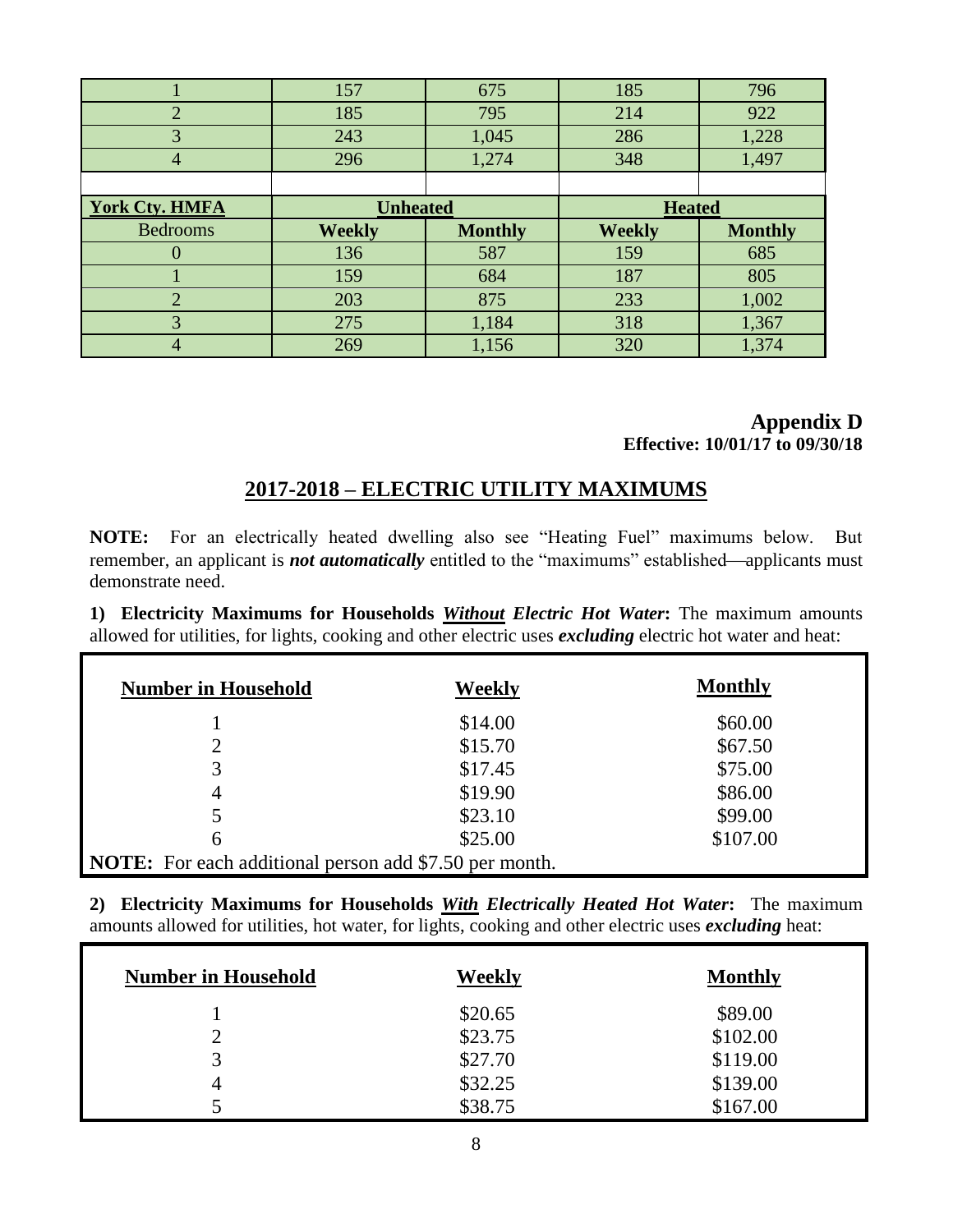| 1 | 157 | 675 | 185 | 796 |
|---|---|---|---|---|
| 2 | 185 | 795 | 214 | 922 |
| 3 | 243 | 1,045 | 286 | 1,228 |
| 4 | 296 | 1,274 | 348 | 1,497 |

| **York Cty. HMFA** | **Unheated** | | **Heated** | |
|---|---|---|---|---|
| Bedrooms | **Weekly** | **Monthly** | **Weekly** | **Monthly** |
| 0 | 136 | 587 | 159 | 685 |
| 1 | 159 | 684 | 187 | 805 |
| 2 | 203 | 875 | 233 | 1,002 |
| 3 | 275 | 1,184 | 318 | 1,367 |
| 4 | 269 | 1,156 | 320 | 1,374 |

**Appendix D**
**Effective: 10/01/17 to 09/30/18**

## 2017-2018 – ELECTRIC UTILITY MAXIMUMS

**NOTE:** For an electrically heated dwelling also see "Heating Fuel" maximums below. But remember, an applicant is ***not automatically*** entitled to the "maximums" established—applicants must demonstrate need.

**1) Electricity Maximums for Households *Without* Electric Hot Water:** The maximum amounts allowed for utilities, for lights, cooking and other electric uses ***excluding*** electric hot water and heat:

| Number in Household | Weekly | Monthly |
|---|---|---|
| 1 | $14.00 | $60.00 |
| 2 | $15.70 | $67.50 |
| 3 | $17.45 | $75.00 |
| 4 | $19.90 | $86.00 |
| 5 | $23.10 | $99.00 |
| 6 | $25.00 | $107.00 |

**NOTE:** For each additional person add $7.50 per month.

**2) Electricity Maximums for Households *With* Electrically Heated Hot Water:** The maximum amounts allowed for utilities, hot water, for lights, cooking and other electric uses ***excluding*** heat:

| Number in Household | Weekly | Monthly |
|---|---|---|
| 1 | $20.65 | $89.00 |
| 2 | $23.75 | $102.00 |
| 3 | $27.70 | $119.00 |
| 4 | $32.25 | $139.00 |
| 5 | $38.75 | $167.00 |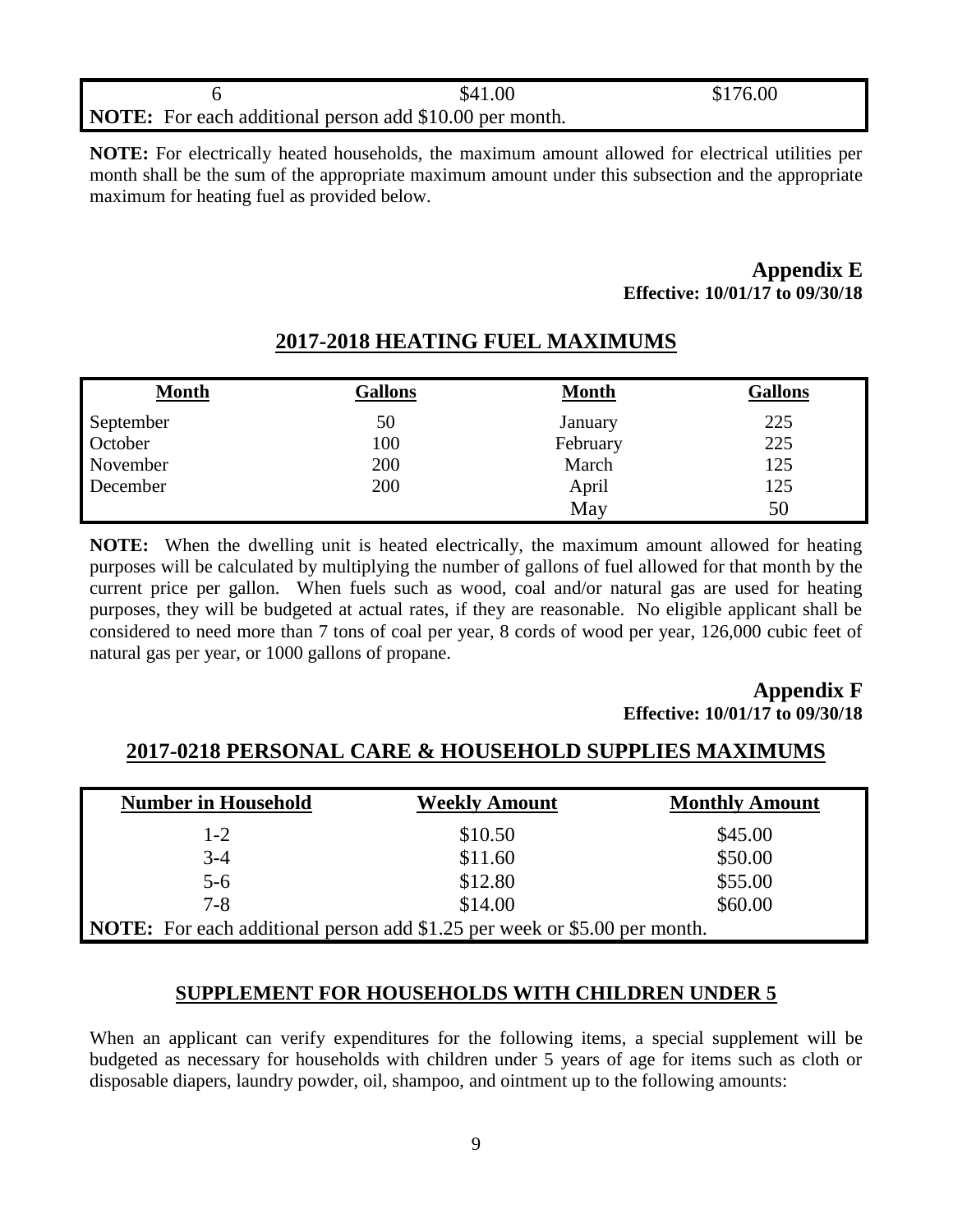| 6 | $41.00 | $176.00 |
|---|---|---|
| **NOTE:** For each additional person add $10.00 per month. | | |

**NOTE:** For electrically heated households, the maximum amount allowed for electrical utilities per month shall be the sum of the appropriate maximum amount under this subsection and the appropriate maximum for heating fuel as provided below.

**Appendix E**
**Effective: 10/01/17 to 09/30/18**

## 2017-2018 HEATING FUEL MAXIMUMS

| Month | Gallons | Month | Gallons |
|---|---|---|---|
| September | 50 | January | 225 |
| October | 100 | February | 225 |
| November | 200 | March | 125 |
| December | 200 | April | 125 |
| | | May | 50 |

**NOTE:** When the dwelling unit is heated electrically, the maximum amount allowed for heating purposes will be calculated by multiplying the number of gallons of fuel allowed for that month by the current price per gallon. When fuels such as wood, coal and/or natural gas are used for heating purposes, they will be budgeted at actual rates, if they are reasonable. No eligible applicant shall be considered to need more than 7 tons of coal per year, 8 cords of wood per year, 126,000 cubic feet of natural gas per year, or 1000 gallons of propane.

**Appendix F**
**Effective: 10/01/17 to 09/30/18**

## 2017-0218 PERSONAL CARE & HOUSEHOLD SUPPLIES MAXIMUMS

| Number in Household | Weekly Amount | Monthly Amount |
|---|---|---|
| 1-2 | $10.50 | $45.00 |
| 3-4 | $11.60 | $50.00 |
| 5-6 | $12.80 | $55.00 |
| 7-8 | $14.00 | $60.00 |
| **NOTE:** For each additional person add $1.25 per week or $5.00 per month. | | |

### SUPPLEMENT FOR HOUSEHOLDS WITH CHILDREN UNDER 5

When an applicant can verify expenditures for the following items, a special supplement will be budgeted as necessary for households with children under 5 years of age for items such as cloth or disposable diapers, laundry powder, oil, shampoo, and ointment up to the following amounts: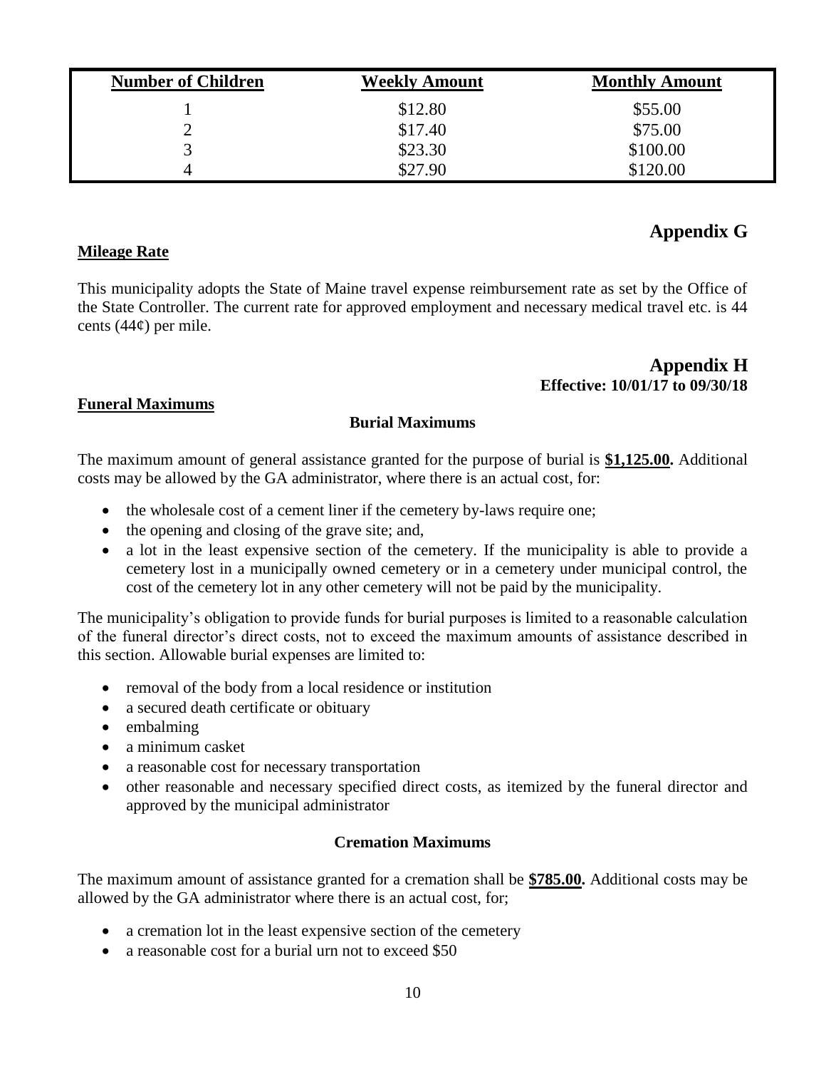| Number of Children | Weekly Amount | Monthly Amount |
| --- | --- | --- |
| 1 | $12.80 | $55.00 |
| 2 | $17.40 | $75.00 |
| 3 | $23.30 | $100.00 |
| 4 | $27.90 | $120.00 |

## Appendix G

**Mileage Rate**

This municipality adopts the State of Maine travel expense reimbursement rate as set by the Office of the State Controller. The current rate for approved employment and necessary medical travel etc. is 44 cents (44¢) per mile.

## Appendix H

**Effective: 10/01/17 to 09/30/18**

**Funeral Maximums**

### Burial Maximums

The maximum amount of general assistance granted for the purpose of burial is **$1,125.00.** Additional costs may be allowed by the GA administrator, where there is an actual cost, for:

- the wholesale cost of a cement liner if the cemetery by-laws require one;
- the opening and closing of the grave site; and,
- a lot in the least expensive section of the cemetery. If the municipality is able to provide a cemetery lost in a municipally owned cemetery or in a cemetery under municipal control, the cost of the cemetery lot in any other cemetery will not be paid by the municipality.

The municipality's obligation to provide funds for burial purposes is limited to a reasonable calculation of the funeral director's direct costs, not to exceed the maximum amounts of assistance described in this section. Allowable burial expenses are limited to:

- removal of the body from a local residence or institution
- a secured death certificate or obituary
- embalming
- a minimum casket
- a reasonable cost for necessary transportation
- other reasonable and necessary specified direct costs, as itemized by the funeral director and approved by the municipal administrator

### Cremation Maximums

The maximum amount of assistance granted for a cremation shall be **$785.00.** Additional costs may be allowed by the GA administrator where there is an actual cost, for;

- a cremation lot in the least expensive section of the cemetery
- a reasonable cost for a burial urn not to exceed $50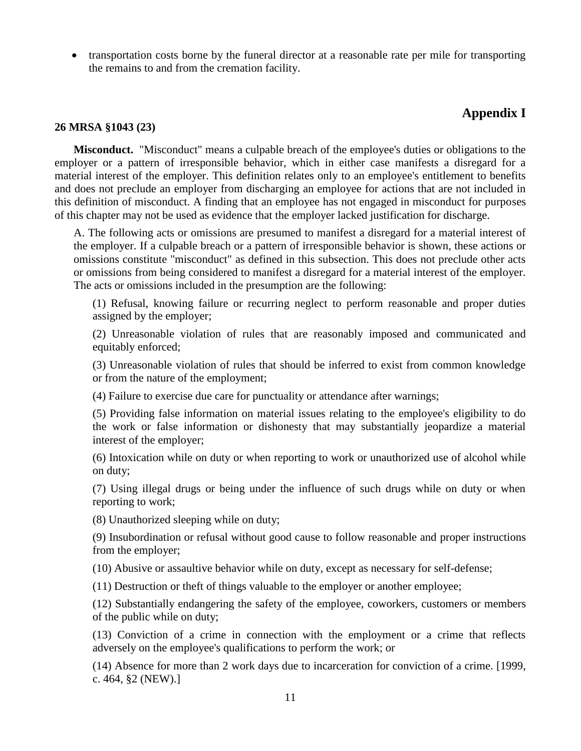- transportation costs borne by the funeral director at a reasonable rate per mile for transporting the remains to and from the cremation facility.

# Appendix I

**26 MRSA §1043 (23)**

**Misconduct.** "Misconduct" means a culpable breach of the employee's duties or obligations to the employer or a pattern of irresponsible behavior, which in either case manifests a disregard for a material interest of the employer. This definition relates only to an employee's entitlement to benefits and does not preclude an employer from discharging an employee for actions that are not included in this definition of misconduct. A finding that an employee has not engaged in misconduct for purposes of this chapter may not be used as evidence that the employer lacked justification for discharge.

A. The following acts or omissions are presumed to manifest a disregard for a material interest of the employer. If a culpable breach or a pattern of irresponsible behavior is shown, these actions or omissions constitute "misconduct" as defined in this subsection. This does not preclude other acts or omissions from being considered to manifest a disregard for a material interest of the employer. The acts or omissions included in the presumption are the following:

(1) Refusal, knowing failure or recurring neglect to perform reasonable and proper duties assigned by the employer;

(2) Unreasonable violation of rules that are reasonably imposed and communicated and equitably enforced;

(3) Unreasonable violation of rules that should be inferred to exist from common knowledge or from the nature of the employment;

(4) Failure to exercise due care for punctuality or attendance after warnings;

(5) Providing false information on material issues relating to the employee's eligibility to do the work or false information or dishonesty that may substantially jeopardize a material interest of the employer;

(6) Intoxication while on duty or when reporting to work or unauthorized use of alcohol while on duty;

(7) Using illegal drugs or being under the influence of such drugs while on duty or when reporting to work;

(8) Unauthorized sleeping while on duty;

(9) Insubordination or refusal without good cause to follow reasonable and proper instructions from the employer;

(10) Abusive or assaultive behavior while on duty, except as necessary for self-defense;

(11) Destruction or theft of things valuable to the employer or another employee;

(12) Substantially endangering the safety of the employee, coworkers, customers or members of the public while on duty;

(13) Conviction of a crime in connection with the employment or a crime that reflects adversely on the employee's qualifications to perform the work; or

(14) Absence for more than 2 work days due to incarceration for conviction of a crime. [1999, c. 464, §2 (NEW).]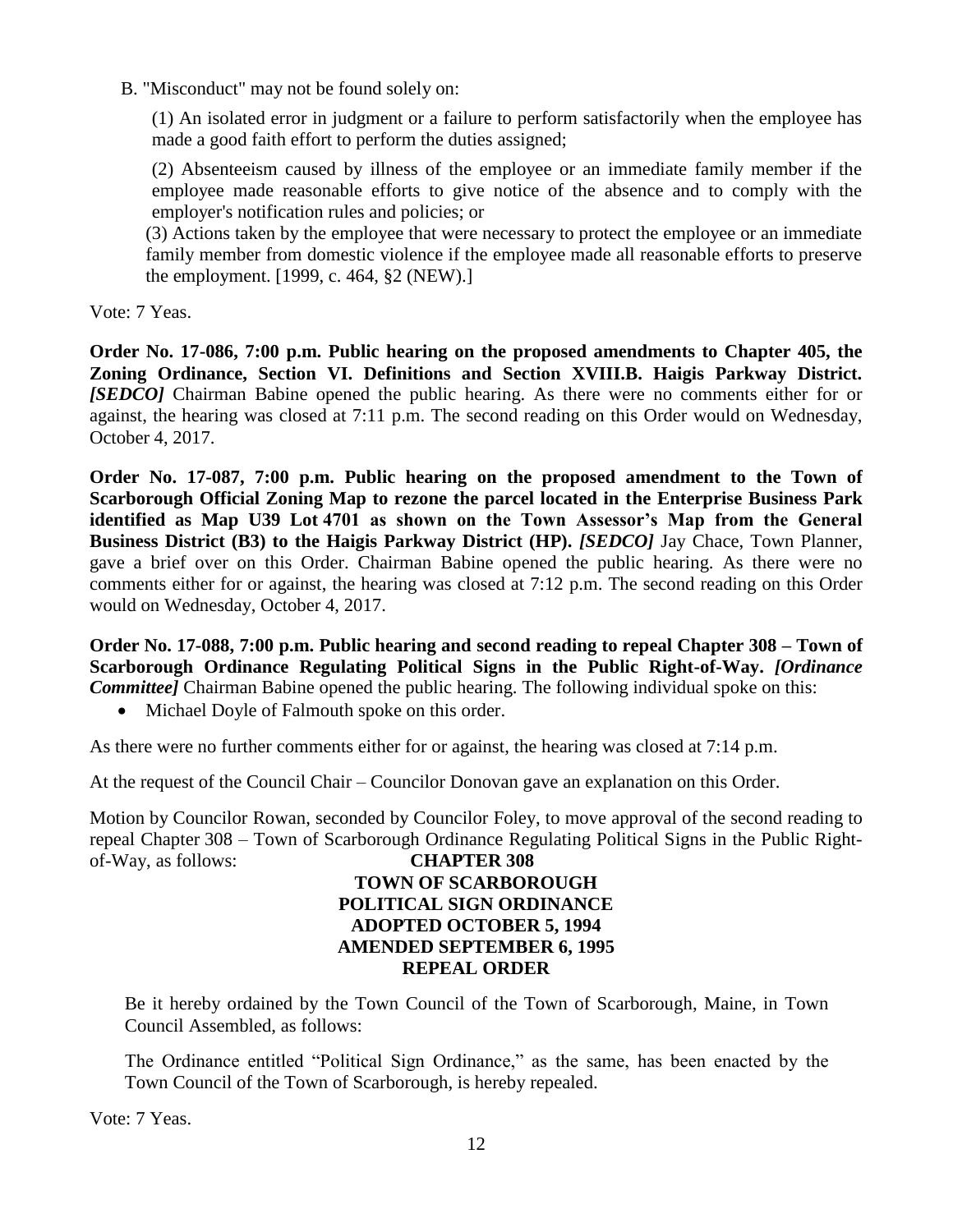B. "Misconduct" may not be found solely on:

(1) An isolated error in judgment or a failure to perform satisfactorily when the employee has made a good faith effort to perform the duties assigned;

(2) Absenteeism caused by illness of the employee or an immediate family member if the employee made reasonable efforts to give notice of the absence and to comply with the employer's notification rules and policies; or

(3) Actions taken by the employee that were necessary to protect the employee or an immediate family member from domestic violence if the employee made all reasonable efforts to preserve the employment. [1999, c. 464, §2 (NEW).]

Vote: 7 Yeas.

**Order No. 17-086, 7:00 p.m. Public hearing on the proposed amendments to Chapter 405, the Zoning Ordinance, Section VI. Definitions and Section XVIII.B. Haigis Parkway District.** ***[SEDCO]*** Chairman Babine opened the public hearing. As there were no comments either for or against, the hearing was closed at 7:11 p.m. The second reading on this Order would on Wednesday, October 4, 2017.

**Order No. 17-087, 7:00 p.m. Public hearing on the proposed amendment to the Town of Scarborough Official Zoning Map to rezone the parcel located in the Enterprise Business Park identified as Map U39 Lot 4701 as shown on the Town Assessor's Map from the General Business District (B3) to the Haigis Parkway District (HP).** ***[SEDCO]*** Jay Chace, Town Planner, gave a brief over on this Order. Chairman Babine opened the public hearing. As there were no comments either for or against, the hearing was closed at 7:12 p.m. The second reading on this Order would on Wednesday, October 4, 2017.

**Order No. 17-088, 7:00 p.m. Public hearing and second reading to repeal Chapter 308 – Town of Scarborough Ordinance Regulating Political Signs in the Public Right-of-Way.** ***[Ordinance Committee]*** Chairman Babine opened the public hearing. The following individual spoke on this:

- Michael Doyle of Falmouth spoke on this order.

As there were no further comments either for or against, the hearing was closed at 7:14 p.m.

At the request of the Council Chair – Councilor Donovan gave an explanation on this Order.

Motion by Councilor Rowan, seconded by Councilor Foley, to move approval of the second reading to repeal Chapter 308 – Town of Scarborough Ordinance Regulating Political Signs in the Public Right-of-Way, as follows:

**CHAPTER 308**
**TOWN OF SCARBOROUGH**
**POLITICAL SIGN ORDINANCE**
**ADOPTED OCTOBER 5, 1994**
**AMENDED SEPTEMBER 6, 1995**
**REPEAL ORDER**

Be it hereby ordained by the Town Council of the Town of Scarborough, Maine, in Town Council Assembled, as follows:

The Ordinance entitled "Political Sign Ordinance," as the same, has been enacted by the Town Council of the Town of Scarborough, is hereby repealed.

Vote: 7 Yeas.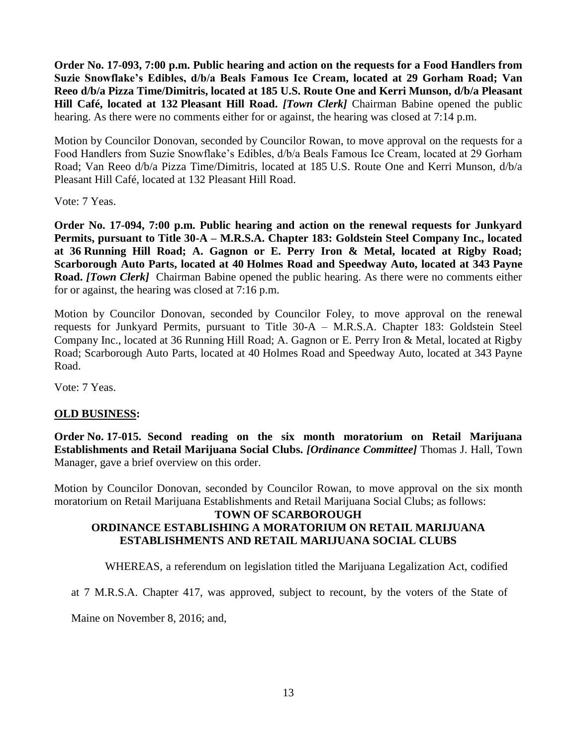**Order No. 17-093, 7:00 p.m. Public hearing and action on the requests for a Food Handlers from Suzie Snowflake's Edibles, d/b/a Beals Famous Ice Cream, located at 29 Gorham Road; Van Reeo d/b/a Pizza Time/Dimitris, located at 185 U.S. Route One and Kerri Munson, d/b/a Pleasant Hill Café, located at 132 Pleasant Hill Road.** ***[Town Clerk]*** Chairman Babine opened the public hearing. As there were no comments either for or against, the hearing was closed at 7:14 p.m.

Motion by Councilor Donovan, seconded by Councilor Rowan, to move approval on the requests for a Food Handlers from Suzie Snowflake's Edibles, d/b/a Beals Famous Ice Cream, located at 29 Gorham Road; Van Reeo d/b/a Pizza Time/Dimitris, located at 185 U.S. Route One and Kerri Munson, d/b/a Pleasant Hill Café, located at 132 Pleasant Hill Road.

Vote: 7 Yeas.

**Order No. 17-094, 7:00 p.m. Public hearing and action on the renewal requests for Junkyard Permits, pursuant to Title 30-A – M.R.S.A. Chapter 183: Goldstein Steel Company Inc., located at 36 Running Hill Road; A. Gagnon or E. Perry Iron & Metal, located at Rigby Road; Scarborough Auto Parts, located at 40 Holmes Road and Speedway Auto, located at 343 Payne Road.** ***[Town Clerk]*** Chairman Babine opened the public hearing. As there were no comments either for or against, the hearing was closed at 7:16 p.m.

Motion by Councilor Donovan, seconded by Councilor Foley, to move approval on the renewal requests for Junkyard Permits, pursuant to Title 30-A – M.R.S.A. Chapter 183: Goldstein Steel Company Inc., located at 36 Running Hill Road; A. Gagnon or E. Perry Iron & Metal, located at Rigby Road; Scarborough Auto Parts, located at 40 Holmes Road and Speedway Auto, located at 343 Payne Road.

Vote: 7 Yeas.

**OLD BUSINESS:**

**Order No. 17-015. Second reading on the six month moratorium on Retail Marijuana Establishments and Retail Marijuana Social Clubs.** ***[Ordinance Committee]*** Thomas J. Hall, Town Manager, gave a brief overview on this order.

Motion by Councilor Donovan, seconded by Councilor Rowan, to move approval on the six month moratorium on Retail Marijuana Establishments and Retail Marijuana Social Clubs; as follows:

**TOWN OF SCARBOROUGH**
**ORDINANCE ESTABLISHING A MORATORIUM ON RETAIL MARIJUANA ESTABLISHMENTS AND RETAIL MARIJUANA SOCIAL CLUBS**

WHEREAS, a referendum on legislation titled the Marijuana Legalization Act, codified at 7 M.R.S.A. Chapter 417, was approved, subject to recount, by the voters of the State of Maine on November 8, 2016; and,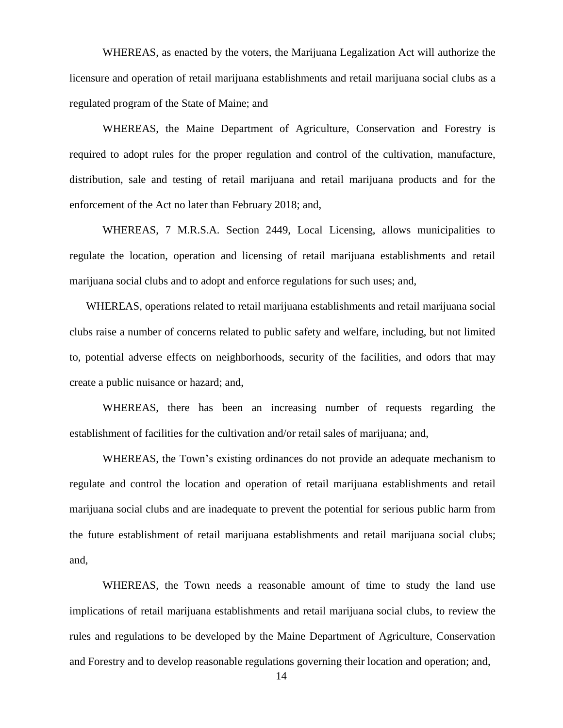WHEREAS, as enacted by the voters, the Marijuana Legalization Act will authorize the licensure and operation of retail marijuana establishments and retail marijuana social clubs as a regulated program of the State of Maine; and

WHEREAS, the Maine Department of Agriculture, Conservation and Forestry is required to adopt rules for the proper regulation and control of the cultivation, manufacture, distribution, sale and testing of retail marijuana and retail marijuana products and for the enforcement of the Act no later than February 2018; and,

WHEREAS, 7 M.R.S.A. Section 2449, Local Licensing, allows municipalities to regulate the location, operation and licensing of retail marijuana establishments and retail marijuana social clubs and to adopt and enforce regulations for such uses; and,

WHEREAS, operations related to retail marijuana establishments and retail marijuana social clubs raise a number of concerns related to public safety and welfare, including, but not limited to, potential adverse effects on neighborhoods, security of the facilities, and odors that may create a public nuisance or hazard; and,

WHEREAS, there has been an increasing number of requests regarding the establishment of facilities for the cultivation and/or retail sales of marijuana; and,

WHEREAS, the Town's existing ordinances do not provide an adequate mechanism to regulate and control the location and operation of retail marijuana establishments and retail marijuana social clubs and are inadequate to prevent the potential for serious public harm from the future establishment of retail marijuana establishments and retail marijuana social clubs; and,

WHEREAS, the Town needs a reasonable amount of time to study the land use implications of retail marijuana establishments and retail marijuana social clubs, to review the rules and regulations to be developed by the Maine Department of Agriculture, Conservation and Forestry and to develop reasonable regulations governing their location and operation; and,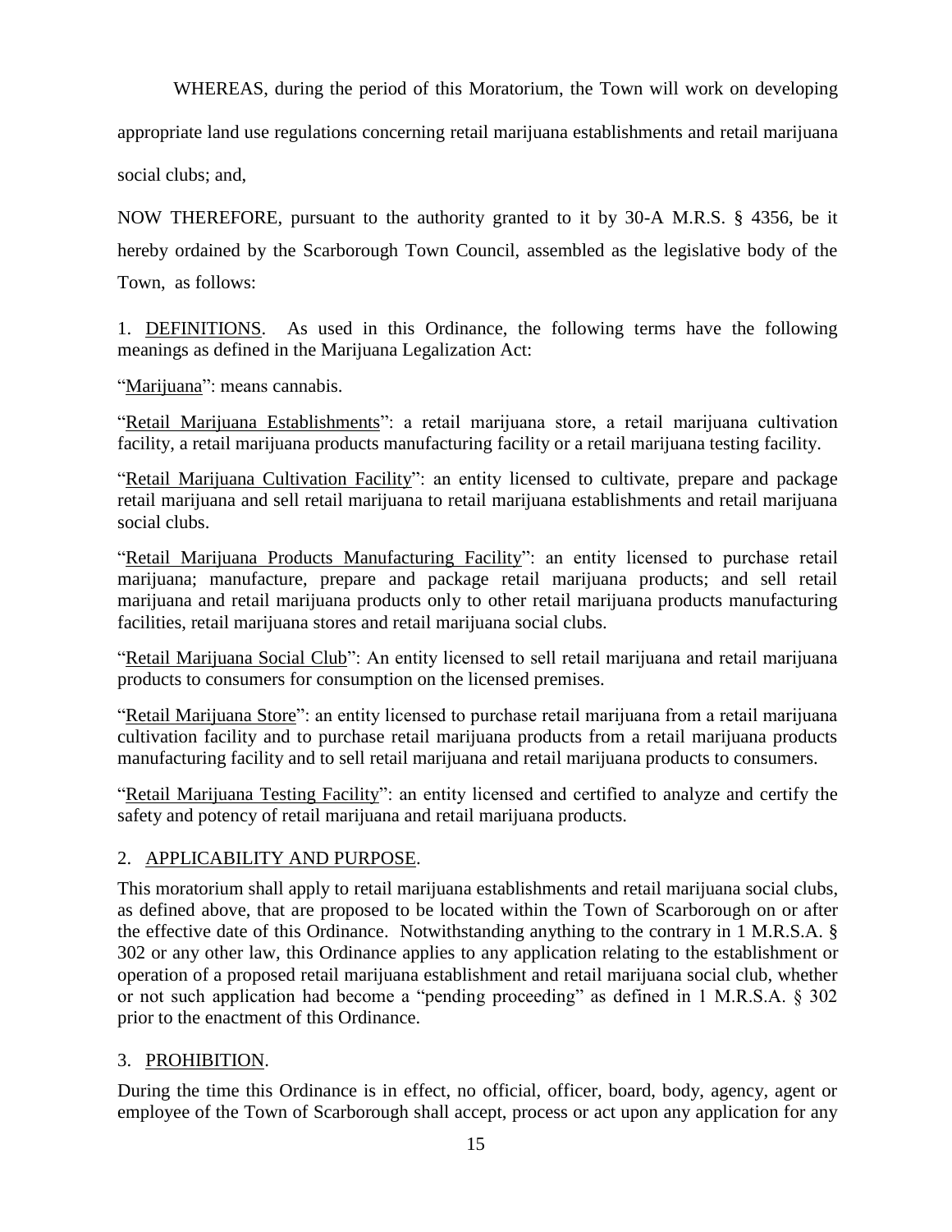WHEREAS, during the period of this Moratorium, the Town will work on developing appropriate land use regulations concerning retail marijuana establishments and retail marijuana social clubs; and,

NOW THEREFORE, pursuant to the authority granted to it by 30-A M.R.S. § 4356, be it hereby ordained by the Scarborough Town Council, assembled as the legislative body of the Town, as follows:

1. DEFINITIONS. As used in this Ordinance, the following terms have the following meanings as defined in the Marijuana Legalization Act:

"Marijuana": means cannabis.

"Retail Marijuana Establishments": a retail marijuana store, a retail marijuana cultivation facility, a retail marijuana products manufacturing facility or a retail marijuana testing facility.

"Retail Marijuana Cultivation Facility": an entity licensed to cultivate, prepare and package retail marijuana and sell retail marijuana to retail marijuana establishments and retail marijuana social clubs.

"Retail Marijuana Products Manufacturing Facility": an entity licensed to purchase retail marijuana; manufacture, prepare and package retail marijuana products; and sell retail marijuana and retail marijuana products only to other retail marijuana products manufacturing facilities, retail marijuana stores and retail marijuana social clubs.

"Retail Marijuana Social Club": An entity licensed to sell retail marijuana and retail marijuana products to consumers for consumption on the licensed premises.

"Retail Marijuana Store": an entity licensed to purchase retail marijuana from a retail marijuana cultivation facility and to purchase retail marijuana products from a retail marijuana products manufacturing facility and to sell retail marijuana and retail marijuana products to consumers.

"Retail Marijuana Testing Facility": an entity licensed and certified to analyze and certify the safety and potency of retail marijuana and retail marijuana products.

2. APPLICABILITY AND PURPOSE.

This moratorium shall apply to retail marijuana establishments and retail marijuana social clubs, as defined above, that are proposed to be located within the Town of Scarborough on or after the effective date of this Ordinance. Notwithstanding anything to the contrary in 1 M.R.S.A. § 302 or any other law, this Ordinance applies to any application relating to the establishment or operation of a proposed retail marijuana establishment and retail marijuana social club, whether or not such application had become a "pending proceeding" as defined in 1 M.R.S.A. § 302 prior to the enactment of this Ordinance.

3. PROHIBITION.

During the time this Ordinance is in effect, no official, officer, board, body, agency, agent or employee of the Town of Scarborough shall accept, process or act upon any application for any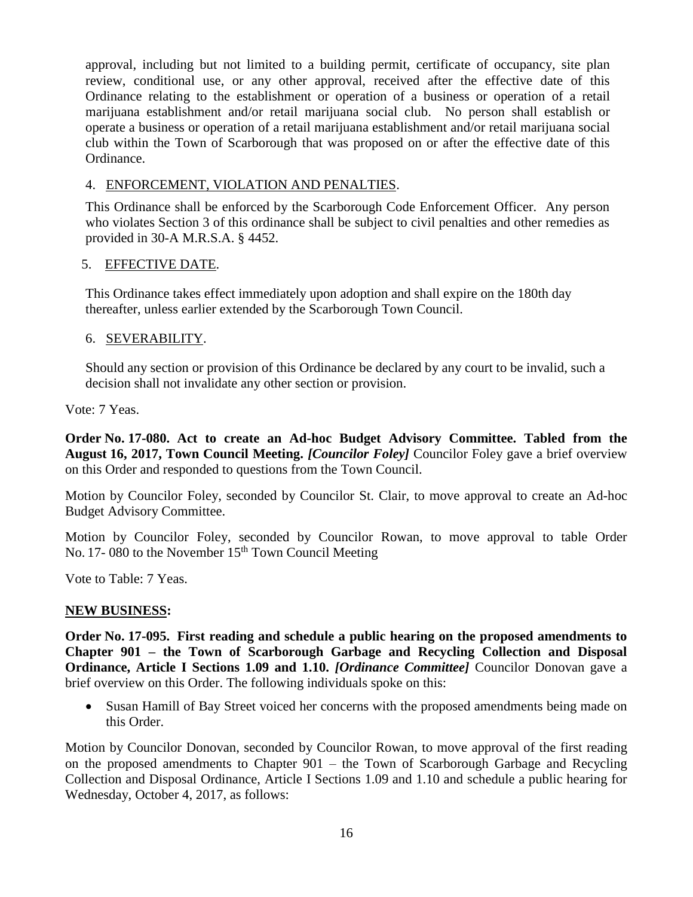approval, including but not limited to a building permit, certificate of occupancy, site plan review, conditional use, or any other approval, received after the effective date of this Ordinance relating to the establishment or operation of a business or operation of a retail marijuana establishment and/or retail marijuana social club. No person shall establish or operate a business or operation of a retail marijuana establishment and/or retail marijuana social club within the Town of Scarborough that was proposed on or after the effective date of this Ordinance.

4. ENFORCEMENT, VIOLATION AND PENALTIES.

This Ordinance shall be enforced by the Scarborough Code Enforcement Officer. Any person who violates Section 3 of this ordinance shall be subject to civil penalties and other remedies as provided in 30-A M.R.S.A. § 4452.

5. EFFECTIVE DATE.

This Ordinance takes effect immediately upon adoption and shall expire on the 180th day thereafter, unless earlier extended by the Scarborough Town Council.

6. SEVERABILITY.

Should any section or provision of this Ordinance be declared by any court to be invalid, such a decision shall not invalidate any other section or provision.

Vote: 7 Yeas.

**Order No. 17-080. Act to create an Ad-hoc Budget Advisory Committee. Tabled from the August 16, 2017, Town Council Meeting.** ***[Councilor Foley]*** Councilor Foley gave a brief overview on this Order and responded to questions from the Town Council.

Motion by Councilor Foley, seconded by Councilor St. Clair, to move approval to create an Ad-hoc Budget Advisory Committee.

Motion by Councilor Foley, seconded by Councilor Rowan, to move approval to table Order No. 17- 080 to the November 15th Town Council Meeting

Vote to Table: 7 Yeas.

**NEW BUSINESS:**

**Order No. 17-095. First reading and schedule a public hearing on the proposed amendments to Chapter 901 – the Town of Scarborough Garbage and Recycling Collection and Disposal Ordinance, Article I Sections 1.09 and 1.10.** ***[Ordinance Committee]*** Councilor Donovan gave a brief overview on this Order. The following individuals spoke on this:

- Susan Hamill of Bay Street voiced her concerns with the proposed amendments being made on this Order.

Motion by Councilor Donovan, seconded by Councilor Rowan, to move approval of the first reading on the proposed amendments to Chapter 901 – the Town of Scarborough Garbage and Recycling Collection and Disposal Ordinance, Article I Sections 1.09 and 1.10 and schedule a public hearing for Wednesday, October 4, 2017, as follows: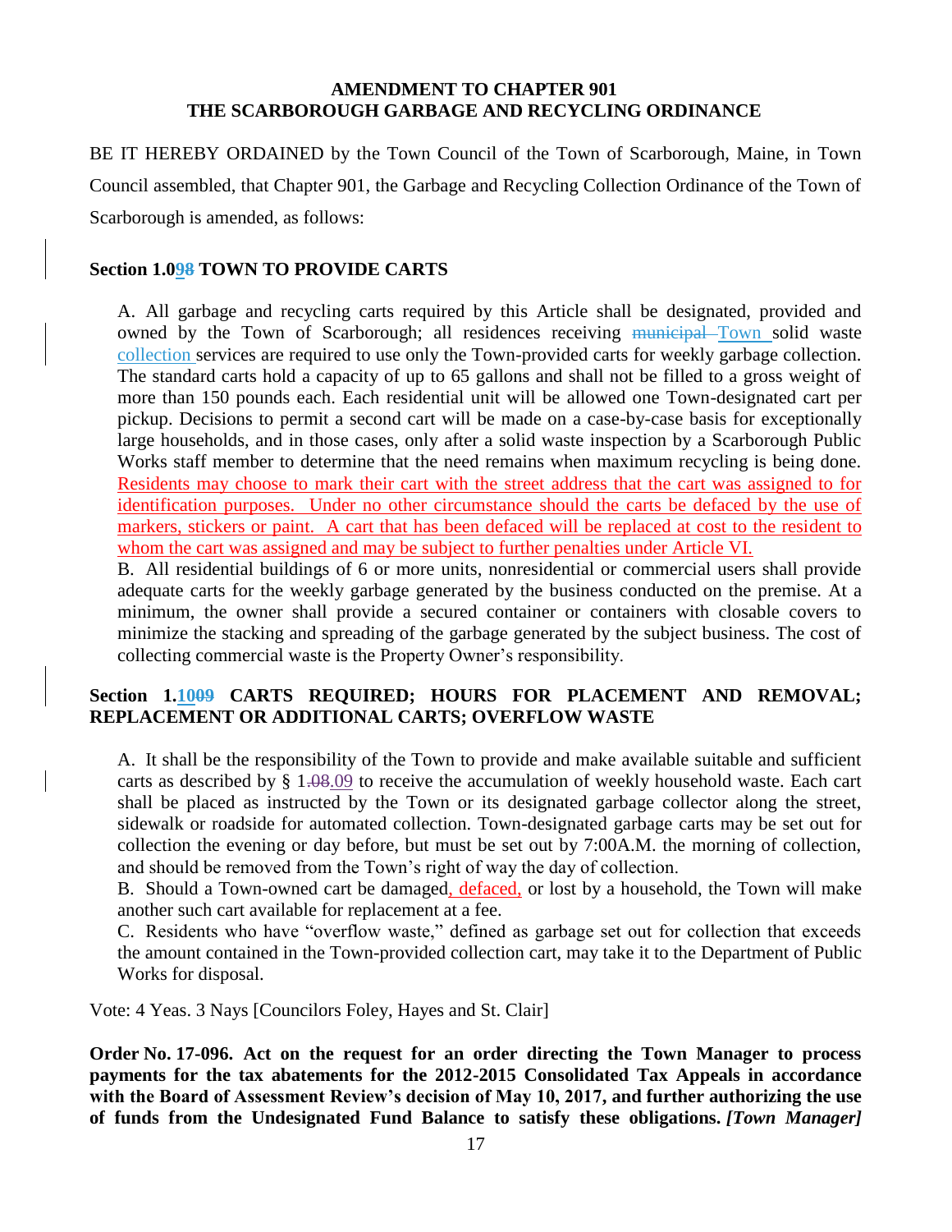**AMENDMENT TO CHAPTER 901**
**THE SCARBOROUGH GARBAGE AND RECYCLING ORDINANCE**

BE IT HEREBY ORDAINED by the Town Council of the Town of Scarborough, Maine, in Town Council assembled, that Chapter 901, the Garbage and Recycling Collection Ordinance of the Town of Scarborough is amended, as follows:

**Section 1.0~~9~~8 TOWN TO PROVIDE CARTS**

A. All garbage and recycling carts required by this Article shall be designated, provided and owned by the Town of Scarborough; all residences receiving ~~municipal~~ Town solid waste collection services are required to use only the Town-provided carts for weekly garbage collection. The standard carts hold a capacity of up to 65 gallons and shall not be filled to a gross weight of more than 150 pounds each. Each residential unit will be allowed one Town-designated cart per pickup. Decisions to permit a second cart will be made on a case-by-case basis for exceptionally large households, and in those cases, only after a solid waste inspection by a Scarborough Public Works staff member to determine that the need remains when maximum recycling is being done. Residents may choose to mark their cart with the street address that the cart was assigned to for identification purposes. Under no other circumstance should the carts be defaced by the use of markers, stickers or paint. A cart that has been defaced will be replaced at cost to the resident to whom the cart was assigned and may be subject to further penalties under Article VI.

B. All residential buildings of 6 or more units, nonresidential or commercial users shall provide adequate carts for the weekly garbage generated by the business conducted on the premise. At a minimum, the owner shall provide a secured container or containers with closable covers to minimize the stacking and spreading of the garbage generated by the subject business. The cost of collecting commercial waste is the Property Owner's responsibility.

**Section 1.10~~09~~ CARTS REQUIRED; HOURS FOR PLACEMENT AND REMOVAL; REPLACEMENT OR ADDITIONAL CARTS; OVERFLOW WASTE**

A. It shall be the responsibility of the Town to provide and make available suitable and sufficient carts as described by § 1.~~08~~.09 to receive the accumulation of weekly household waste. Each cart shall be placed as instructed by the Town or its designated garbage collector along the street, sidewalk or roadside for automated collection. Town-designated garbage carts may be set out for collection the evening or day before, but must be set out by 7:00A.M. the morning of collection, and should be removed from the Town's right of way the day of collection.

B. Should a Town-owned cart be damaged, defaced, or lost by a household, the Town will make another such cart available for replacement at a fee.

C. Residents who have "overflow waste," defined as garbage set out for collection that exceeds the amount contained in the Town-provided collection cart, may take it to the Department of Public Works for disposal.

Vote: 4 Yeas. 3 Nays [Councilors Foley, Hayes and St. Clair]

**Order No. 17-096. Act on the request for an order directing the Town Manager to process payments for the tax abatements for the 2012-2015 Consolidated Tax Appeals in accordance with the Board of Assessment Review's decision of May 10, 2017, and further authorizing the use of funds from the Undesignated Fund Balance to satisfy these obligations. *[Town Manager]***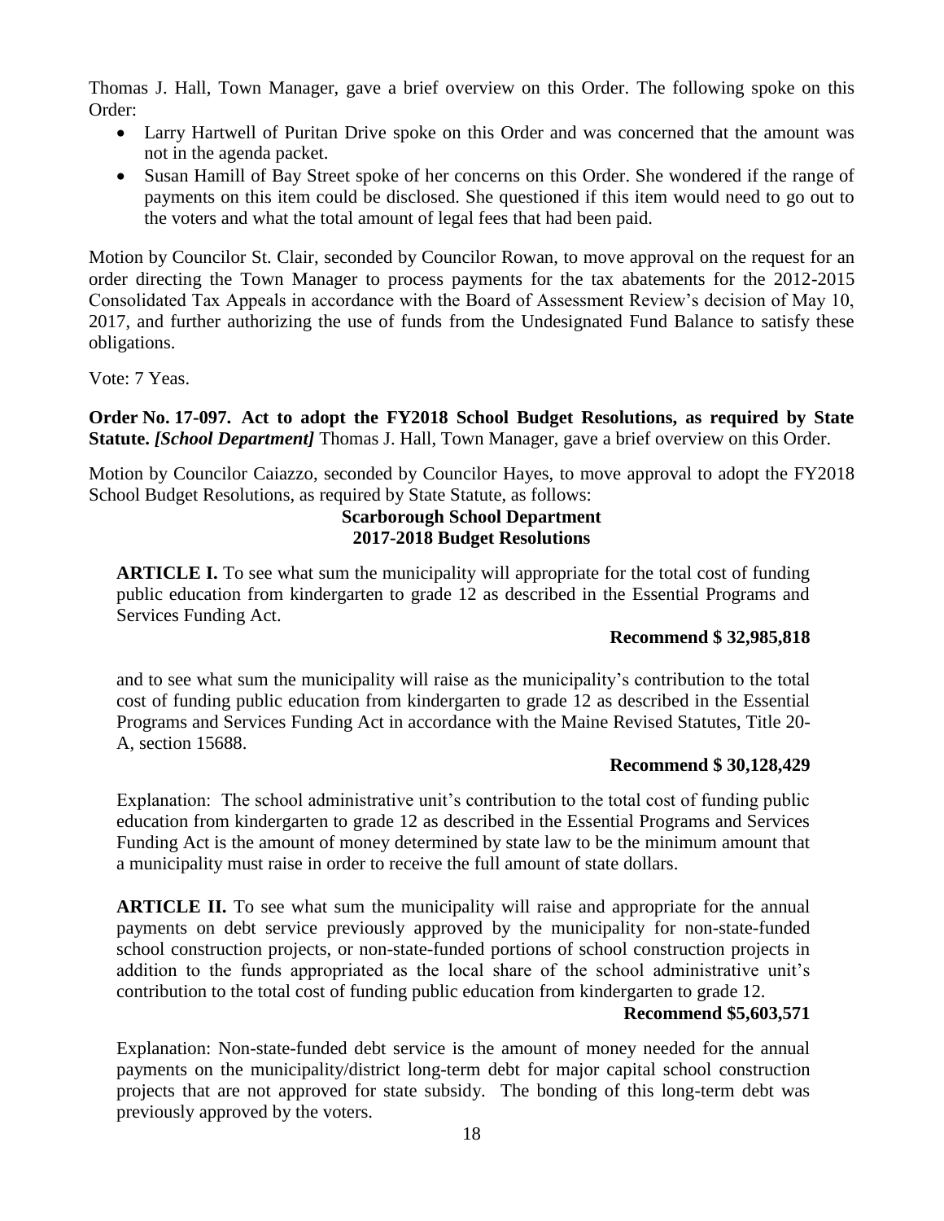Thomas J. Hall, Town Manager, gave a brief overview on this Order. The following spoke on this Order:

- Larry Hartwell of Puritan Drive spoke on this Order and was concerned that the amount was not in the agenda packet.
- Susan Hamill of Bay Street spoke of her concerns on this Order. She wondered if the range of payments on this item could be disclosed. She questioned if this item would need to go out to the voters and what the total amount of legal fees that had been paid.

Motion by Councilor St. Clair, seconded by Councilor Rowan, to move approval on the request for an order directing the Town Manager to process payments for the tax abatements for the 2012-2015 Consolidated Tax Appeals in accordance with the Board of Assessment Review's decision of May 10, 2017, and further authorizing the use of funds from the Undesignated Fund Balance to satisfy these obligations.

Vote: 7 Yeas.

**Order No. 17-097. Act to adopt the FY2018 School Budget Resolutions, as required by State Statute.** ***[School Department]*** Thomas J. Hall, Town Manager, gave a brief overview on this Order.

Motion by Councilor Caiazzo, seconded by Councilor Hayes, to move approval to adopt the FY2018 School Budget Resolutions, as required by State Statute, as follows:

**Scarborough School Department**
**2017-2018 Budget Resolutions**

**ARTICLE I.** To see what sum the municipality will appropriate for the total cost of funding public education from kindergarten to grade 12 as described in the Essential Programs and Services Funding Act.

**Recommend $ 32,985,818**

and to see what sum the municipality will raise as the municipality's contribution to the total cost of funding public education from kindergarten to grade 12 as described in the Essential Programs and Services Funding Act in accordance with the Maine Revised Statutes, Title 20-A, section 15688.

**Recommend $ 30,128,429**

Explanation: The school administrative unit's contribution to the total cost of funding public education from kindergarten to grade 12 as described in the Essential Programs and Services Funding Act is the amount of money determined by state law to be the minimum amount that a municipality must raise in order to receive the full amount of state dollars.

**ARTICLE II.** To see what sum the municipality will raise and appropriate for the annual payments on debt service previously approved by the municipality for non-state-funded school construction projects, or non-state-funded portions of school construction projects in addition to the funds appropriated as the local share of the school administrative unit's contribution to the total cost of funding public education from kindergarten to grade 12.

**Recommend $5,603,571**

Explanation: Non-state-funded debt service is the amount of money needed for the annual payments on the municipality/district long-term debt for major capital school construction projects that are not approved for state subsidy. The bonding of this long-term debt was previously approved by the voters.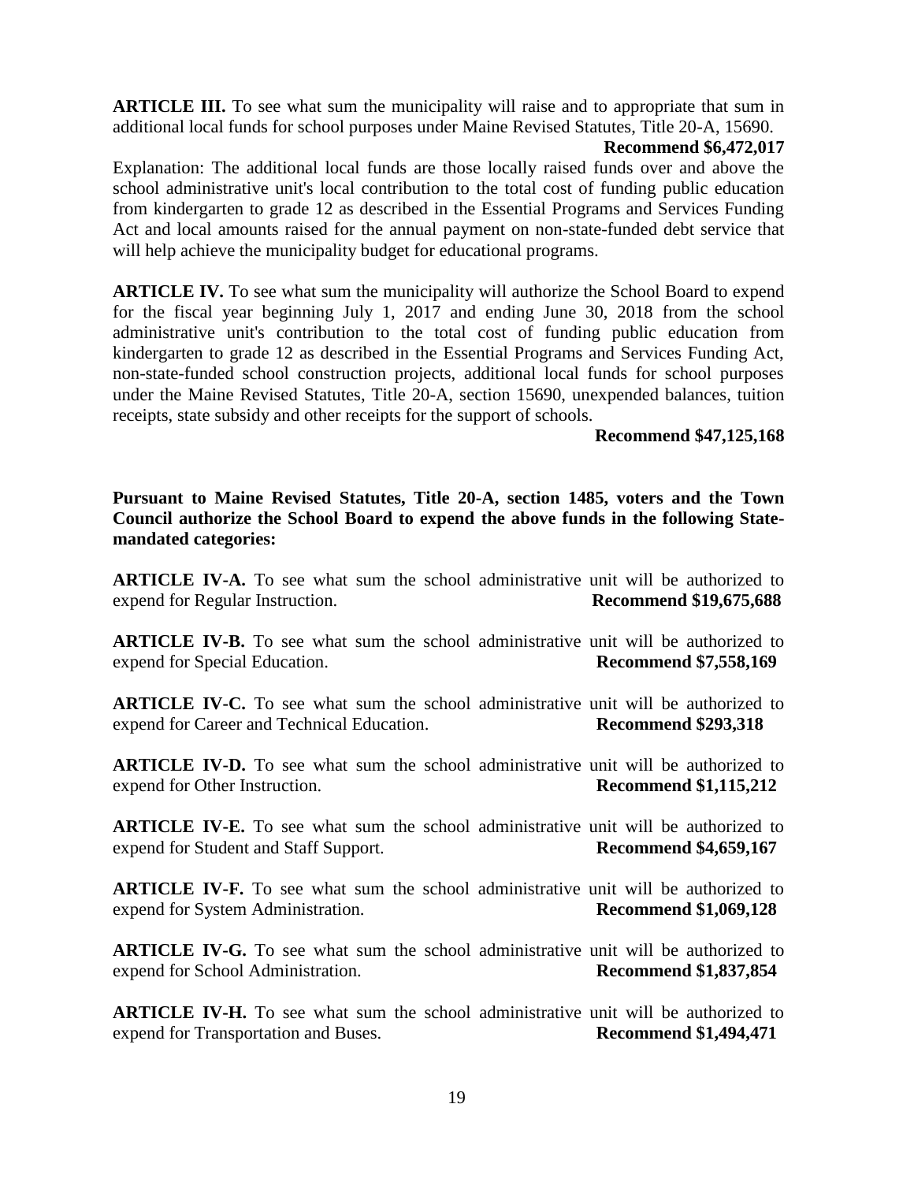**ARTICLE III.** To see what sum the municipality will raise and to appropriate that sum in additional local funds for school purposes under Maine Revised Statutes, Title 20-A, 15690.

**Recommend \$6,472,017**

Explanation: The additional local funds are those locally raised funds over and above the school administrative unit's local contribution to the total cost of funding public education from kindergarten to grade 12 as described in the Essential Programs and Services Funding Act and local amounts raised for the annual payment on non-state-funded debt service that will help achieve the municipality budget for educational programs.

**ARTICLE IV.** To see what sum the municipality will authorize the School Board to expend for the fiscal year beginning July 1, 2017 and ending June 30, 2018 from the school administrative unit's contribution to the total cost of funding public education from kindergarten to grade 12 as described in the Essential Programs and Services Funding Act, non-state-funded school construction projects, additional local funds for school purposes under the Maine Revised Statutes, Title 20-A, section 15690, unexpended balances, tuition receipts, state subsidy and other receipts for the support of schools.

**Recommend \$47,125,168**

**Pursuant to Maine Revised Statutes, Title 20-A, section 1485, voters and the Town Council authorize the School Board to expend the above funds in the following State-mandated categories:**

**ARTICLE IV-A.** To see what sum the school administrative unit will be authorized to expend for Regular Instruction. **Recommend \$19,675,688**

**ARTICLE IV-B.** To see what sum the school administrative unit will be authorized to expend for Special Education. **Recommend \$7,558,169**

**ARTICLE IV-C.** To see what sum the school administrative unit will be authorized to expend for Career and Technical Education. **Recommend \$293,318**

**ARTICLE IV-D.** To see what sum the school administrative unit will be authorized to expend for Other Instruction. **Recommend \$1,115,212**

**ARTICLE IV-E.** To see what sum the school administrative unit will be authorized to expend for Student and Staff Support. **Recommend \$4,659,167**

**ARTICLE IV-F.** To see what sum the school administrative unit will be authorized to expend for System Administration. **Recommend \$1,069,128**

**ARTICLE IV-G.** To see what sum the school administrative unit will be authorized to expend for School Administration. **Recommend \$1,837,854**

**ARTICLE IV-H.** To see what sum the school administrative unit will be authorized to expend for Transportation and Buses. **Recommend \$1,494,471**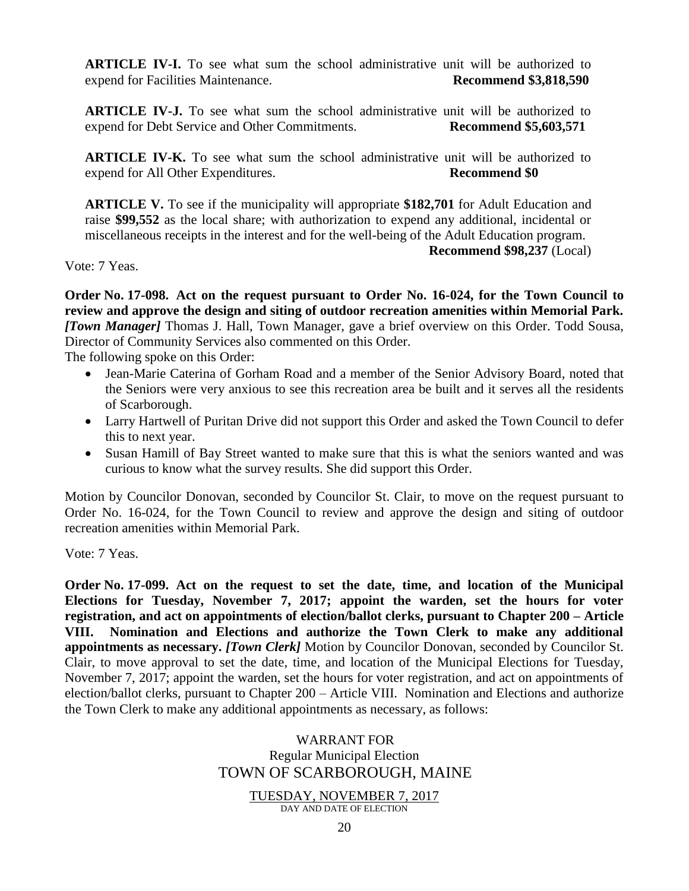**ARTICLE IV-I.** To see what sum the school administrative unit will be authorized to expend for Facilities Maintenance. **Recommend $3,818,590**

**ARTICLE IV-J.** To see what sum the school administrative unit will be authorized to expend for Debt Service and Other Commitments. **Recommend $5,603,571**

**ARTICLE IV-K.** To see what sum the school administrative unit will be authorized to expend for All Other Expenditures. **Recommend $0**

**ARTICLE V.** To see if the municipality will appropriate **$182,701** for Adult Education and raise **$99,552** as the local share; with authorization to expend any additional, incidental or miscellaneous receipts in the interest and for the well-being of the Adult Education program. **Recommend $98,237** (Local)

Vote: 7 Yeas.

**Order No. 17-098. Act on the request pursuant to Order No. 16-024, for the Town Council to review and approve the design and siting of outdoor recreation amenities within Memorial Park.** ***[Town Manager]*** Thomas J. Hall, Town Manager, gave a brief overview on this Order. Todd Sousa, Director of Community Services also commented on this Order.

The following spoke on this Order:

- Jean-Marie Caterina of Gorham Road and a member of the Senior Advisory Board, noted that the Seniors were very anxious to see this recreation area be built and it serves all the residents of Scarborough.
- Larry Hartwell of Puritan Drive did not support this Order and asked the Town Council to defer this to next year.
- Susan Hamill of Bay Street wanted to make sure that this is what the seniors wanted and was curious to know what the survey results. She did support this Order.

Motion by Councilor Donovan, seconded by Councilor St. Clair, to move on the request pursuant to Order No. 16-024, for the Town Council to review and approve the design and siting of outdoor recreation amenities within Memorial Park.

Vote: 7 Yeas.

**Order No. 17-099. Act on the request to set the date, time, and location of the Municipal Elections for Tuesday, November 7, 2017; appoint the warden, set the hours for voter registration, and act on appointments of election/ballot clerks, pursuant to Chapter 200 – Article VIII. Nomination and Elections and authorize the Town Clerk to make any additional appointments as necessary.** ***[Town Clerk]*** Motion by Councilor Donovan, seconded by Councilor St. Clair, to move approval to set the date, time, and location of the Municipal Elections for Tuesday, November 7, 2017; appoint the warden, set the hours for voter registration, and act on appointments of election/ballot clerks, pursuant to Chapter 200 – Article VIII. Nomination and Elections and authorize the Town Clerk to make any additional appointments as necessary, as follows:

WARRANT FOR
Regular Municipal Election
TOWN OF SCARBOROUGH, MAINE

TUESDAY, NOVEMBER 7, 2017
DAY AND DATE OF ELECTION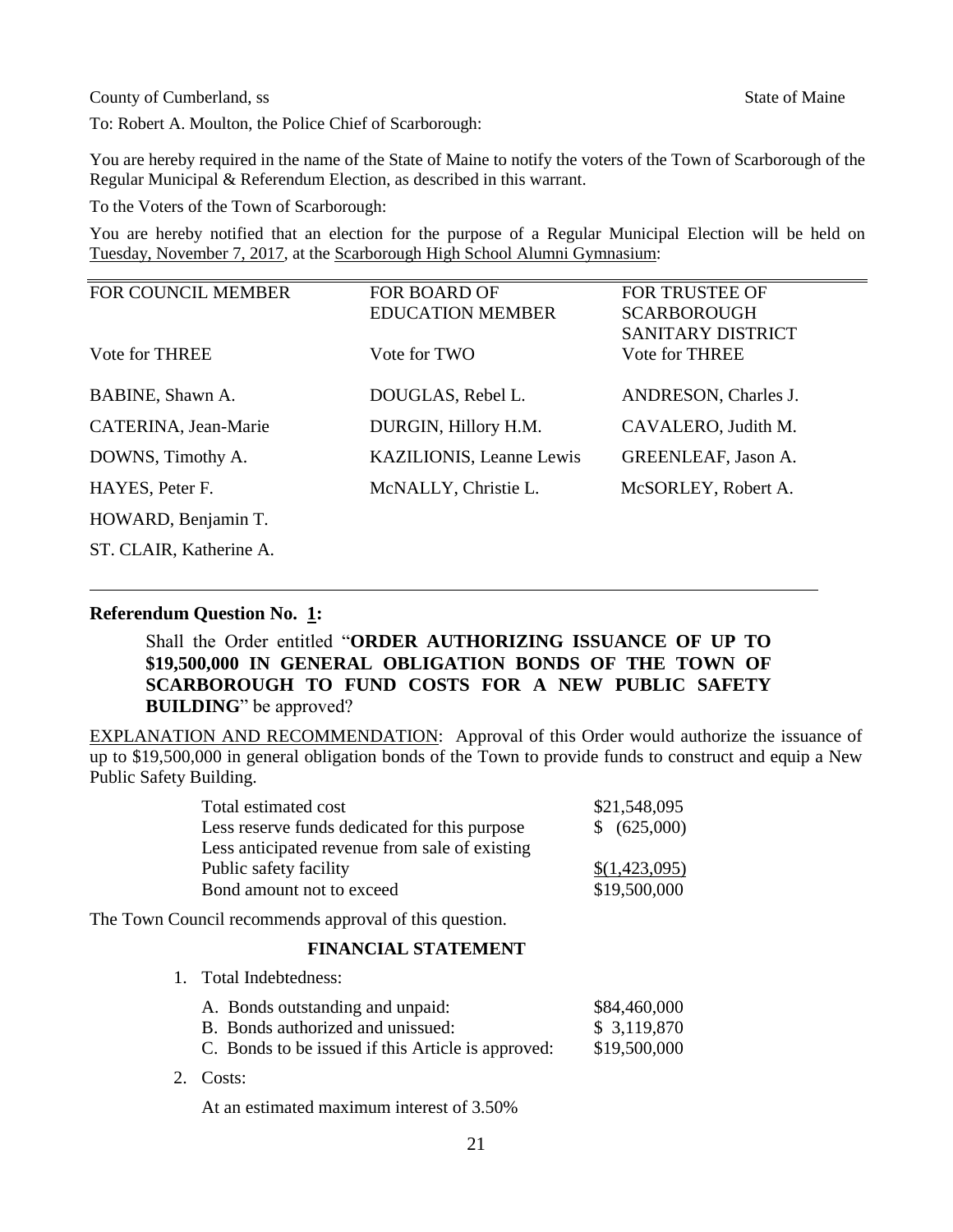County of Cumberland, ss State of Maine

To: Robert A. Moulton, the Police Chief of Scarborough:

You are hereby required in the name of the State of Maine to notify the voters of the Town of Scarborough of the Regular Municipal & Referendum Election, as described in this warrant.

To the Voters of the Town of Scarborough:

You are hereby notified that an election for the purpose of a Regular Municipal Election will be held on Tuesday, November 7, 2017, at the Scarborough High School Alumni Gymnasium:

| FOR COUNCIL MEMBER | FOR BOARD OF EDUCATION MEMBER | FOR TRUSTEE OF SCARBOROUGH SANITARY DISTRICT |
|---|---|---|
| Vote for THREE | Vote for TWO | Vote for THREE |
| BABINE, Shawn A. | DOUGLAS, Rebel L. | ANDRESON, Charles J. |
| CATERINA, Jean-Marie | DURGIN, Hillory H.M. | CAVALERO, Judith M. |
| DOWNS, Timothy A. | KAZILIONIS, Leanne Lewis | GREENLEAF, Jason A. |
| HAYES, Peter F. | McNALLY, Christie L. | McSORLEY, Robert A. |
| HOWARD, Benjamin T. | | |
| ST. CLAIR, Katherine A. | | |

---

**Referendum Question No. 1:**

Shall the Order entitled "**ORDER AUTHORIZING ISSUANCE OF UP TO $19,500,000 IN GENERAL OBLIGATION BONDS OF THE TOWN OF SCARBOROUGH TO FUND COSTS FOR A NEW PUBLIC SAFETY BUILDING**" be approved?

EXPLANATION AND RECOMMENDATION: Approval of this Order would authorize the issuance of up to $19,500,000 in general obligation bonds of the Town to provide funds to construct and equip a New Public Safety Building.

| | |
|---|---|
| Total estimated cost | $21,548,095 |
| Less reserve funds dedicated for this purpose | $ (625,000) |
| Less anticipated revenue from sale of existing Public safety facility | $(1,423,095) |
| Bond amount not to exceed | $19,500,000 |

The Town Council recommends approval of this question.

**FINANCIAL STATEMENT**

1. Total Indebtedness:

| | |
|---|---|
| A. Bonds outstanding and unpaid: | $84,460,000 |
| B. Bonds authorized and unissued: | $ 3,119,870 |
| C. Bonds to be issued if this Article is approved: | $19,500,000 |

2. Costs:

   At an estimated maximum interest of 3.50%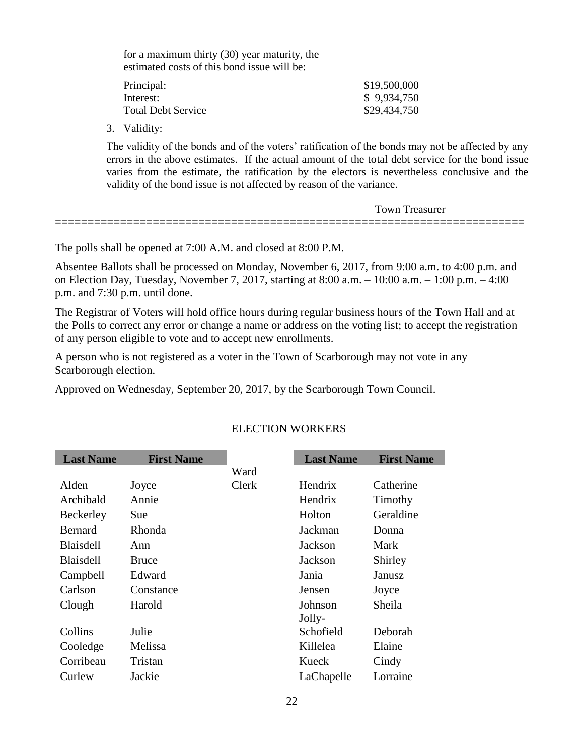for a maximum thirty (30) year maturity, the estimated costs of this bond issue will be:

| | |
|---|---|
| Principal: | $19,500,000 |
| Interest: | $ 9,934,750 |
| Total Debt Service | $29,434,750 |

3. Validity:

The validity of the bonds and of the voters' ratification of the bonds may not be affected by any errors in the above estimates. If the actual amount of the total debt service for the bond issue varies from the estimate, the ratification by the electors is nevertheless conclusive and the validity of the bond issue is not affected by reason of the variance.

Town Treasurer

=======================================================================

The polls shall be opened at 7:00 A.M. and closed at 8:00 P.M.

Absentee Ballots shall be processed on Monday, November 6, 2017, from 9:00 a.m. to 4:00 p.m. and on Election Day, Tuesday, November 7, 2017, starting at 8:00 a.m. – 10:00 a.m. – 1:00 p.m. – 4:00 p.m. and 7:30 p.m. until done.

The Registrar of Voters will hold office hours during regular business hours of the Town Hall and at the Polls to correct any error or change a name or address on the voting list; to accept the registration of any person eligible to vote and to accept new enrollments.

A person who is not registered as a voter in the Town of Scarborough may not vote in any Scarborough election.

Approved on Wednesday, September 20, 2017, by the Scarborough Town Council.

ELECTION WORKERS

| Last Name | First Name | | Last Name | First Name |
|---|---|---|---|---|
| Alden | Joyce | Ward Clerk | Hendrix | Catherine |
| Archibald | Annie | | Hendrix | Timothy |
| Beckerley | Sue | | Holton | Geraldine |
| Bernard | Rhonda | | Jackman | Donna |
| Blaisdell | Ann | | Jackson | Mark |
| Blaisdell | Bruce | | Jackson | Shirley |
| Campbell | Edward | | Jania | Janusz |
| Carlson | Constance | | Jensen | Joyce |
| Clough | Harold | | Johnson | Sheila |
| Collins | Julie | | Jolly-Schofield | Deborah |
| Cooledge | Melissa | | Killelea | Elaine |
| Corribeau | Tristan | | Kueck | Cindy |
| Curlew | Jackie | | LaChapelle | Lorraine |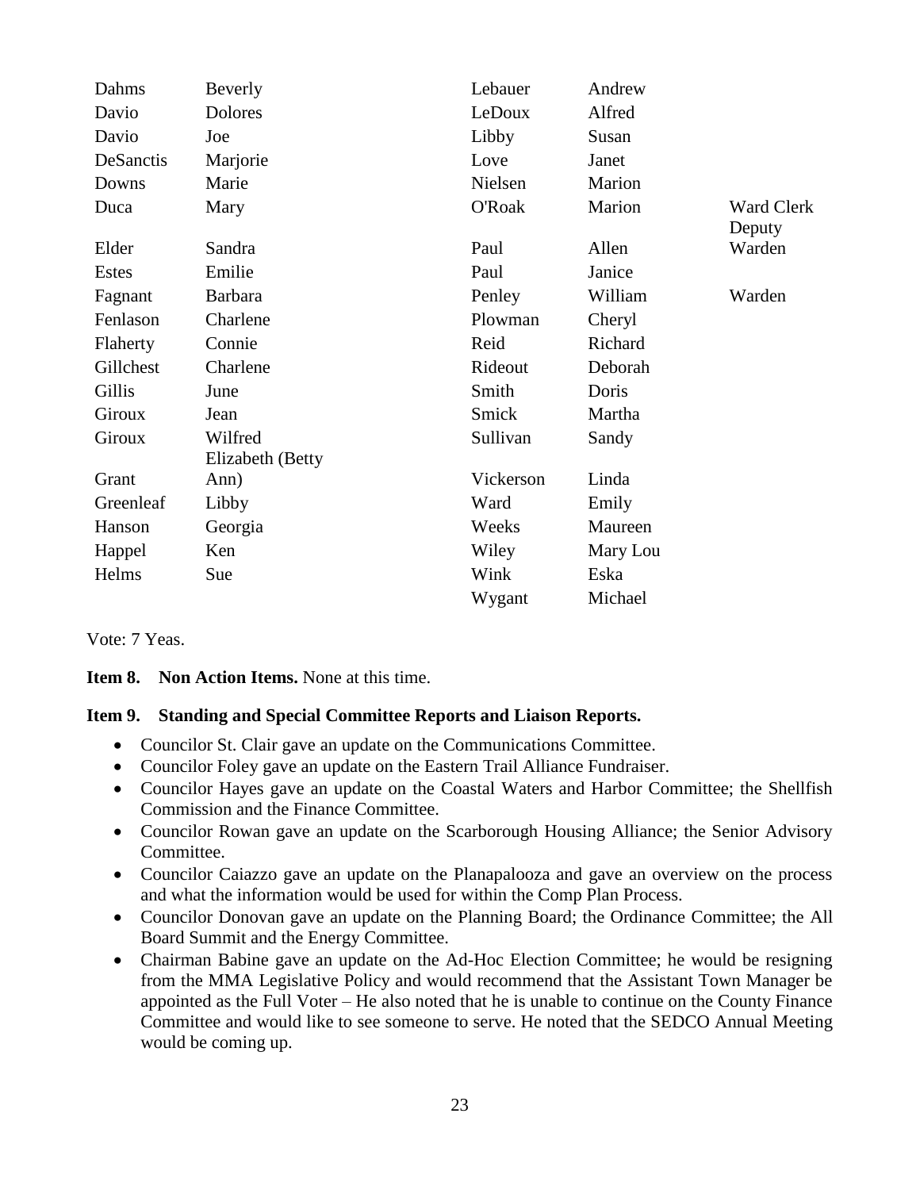| | | | | |
|---|---|---|---|---|
| Dahms | Beverly | Lebauer | Andrew | |
| Davio | Dolores | LeDoux | Alfred | |
| Davio | Joe | Libby | Susan | |
| DeSanctis | Marjorie | Love | Janet | |
| Downs | Marie | Nielsen | Marion | |
| Duca | Mary | O'Roak | Marion | Ward Clerk |
| Elder | Sandra | Paul | Allen | Deputy Warden |
| Estes | Emilie | Paul | Janice | |
| Fagnant | Barbara | Penley | William | Warden |
| Fenlason | Charlene | Plowman | Cheryl | |
| Flaherty | Connie | Reid | Richard | |
| Gillchest | Charlene | Rideout | Deborah | |
| Gillis | June | Smith | Doris | |
| Giroux | Jean | Smick | Martha | |
| Giroux | Wilfred | Sullivan | Sandy | |
| Grant | Elizabeth (Betty Ann) | Vickerson | Linda | |
| Greenleaf | Libby | Ward | Emily | |
| Hanson | Georgia | Weeks | Maureen | |
| Happel | Ken | Wiley | Mary Lou | |
| Helms | Sue | Wink | Eska | |
| | | Wygant | Michael | |

Vote: 7 Yeas.

**Item 8. Non Action Items.** None at this time.

**Item 9. Standing and Special Committee Reports and Liaison Reports.**

- Councilor St. Clair gave an update on the Communications Committee.
- Councilor Foley gave an update on the Eastern Trail Alliance Fundraiser.
- Councilor Hayes gave an update on the Coastal Waters and Harbor Committee; the Shellfish Commission and the Finance Committee.
- Councilor Rowan gave an update on the Scarborough Housing Alliance; the Senior Advisory Committee.
- Councilor Caiazzo gave an update on the Planapalooza and gave an overview on the process and what the information would be used for within the Comp Plan Process.
- Councilor Donovan gave an update on the Planning Board; the Ordinance Committee; the All Board Summit and the Energy Committee.
- Chairman Babine gave an update on the Ad-Hoc Election Committee; he would be resigning from the MMA Legislative Policy and would recommend that the Assistant Town Manager be appointed as the Full Voter – He also noted that he is unable to continue on the County Finance Committee and would like to see someone to serve. He noted that the SEDCO Annual Meeting would be coming up.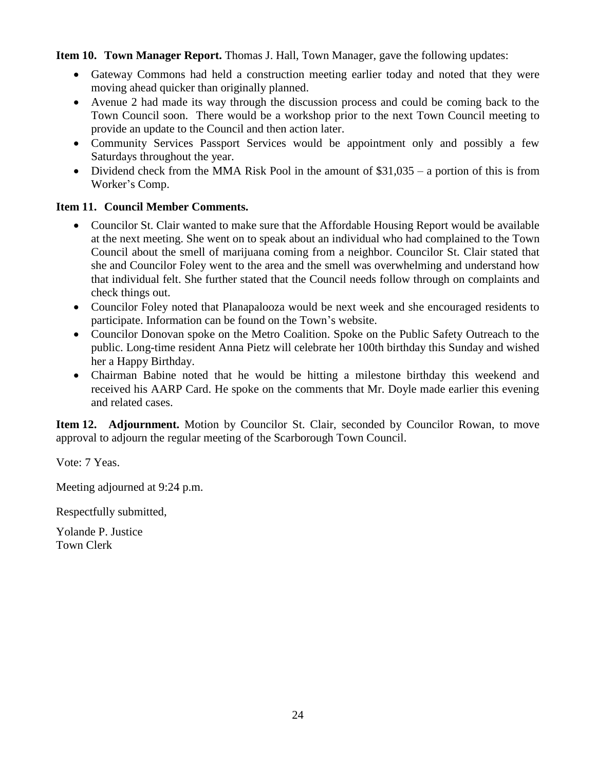**Item 10. Town Manager Report.** Thomas J. Hall, Town Manager, gave the following updates:

- Gateway Commons had held a construction meeting earlier today and noted that they were moving ahead quicker than originally planned.
- Avenue 2 had made its way through the discussion process and could be coming back to the Town Council soon. There would be a workshop prior to the next Town Council meeting to provide an update to the Council and then action later.
- Community Services Passport Services would be appointment only and possibly a few Saturdays throughout the year.
- Dividend check from the MMA Risk Pool in the amount of $31,035 – a portion of this is from Worker's Comp.

**Item 11. Council Member Comments.**

- Councilor St. Clair wanted to make sure that the Affordable Housing Report would be available at the next meeting. She went on to speak about an individual who had complained to the Town Council about the smell of marijuana coming from a neighbor. Councilor St. Clair stated that she and Councilor Foley went to the area and the smell was overwhelming and understand how that individual felt. She further stated that the Council needs follow through on complaints and check things out.
- Councilor Foley noted that Planapalooza would be next week and she encouraged residents to participate. Information can be found on the Town's website.
- Councilor Donovan spoke on the Metro Coalition. Spoke on the Public Safety Outreach to the public. Long-time resident Anna Pietz will celebrate her 100th birthday this Sunday and wished her a Happy Birthday.
- Chairman Babine noted that he would be hitting a milestone birthday this weekend and received his AARP Card. He spoke on the comments that Mr. Doyle made earlier this evening and related cases.

**Item 12. Adjournment.** Motion by Councilor St. Clair, seconded by Councilor Rowan, to move approval to adjourn the regular meeting of the Scarborough Town Council.

Vote: 7 Yeas.

Meeting adjourned at 9:24 p.m.

Respectfully submitted,

Yolande P. Justice
Town Clerk